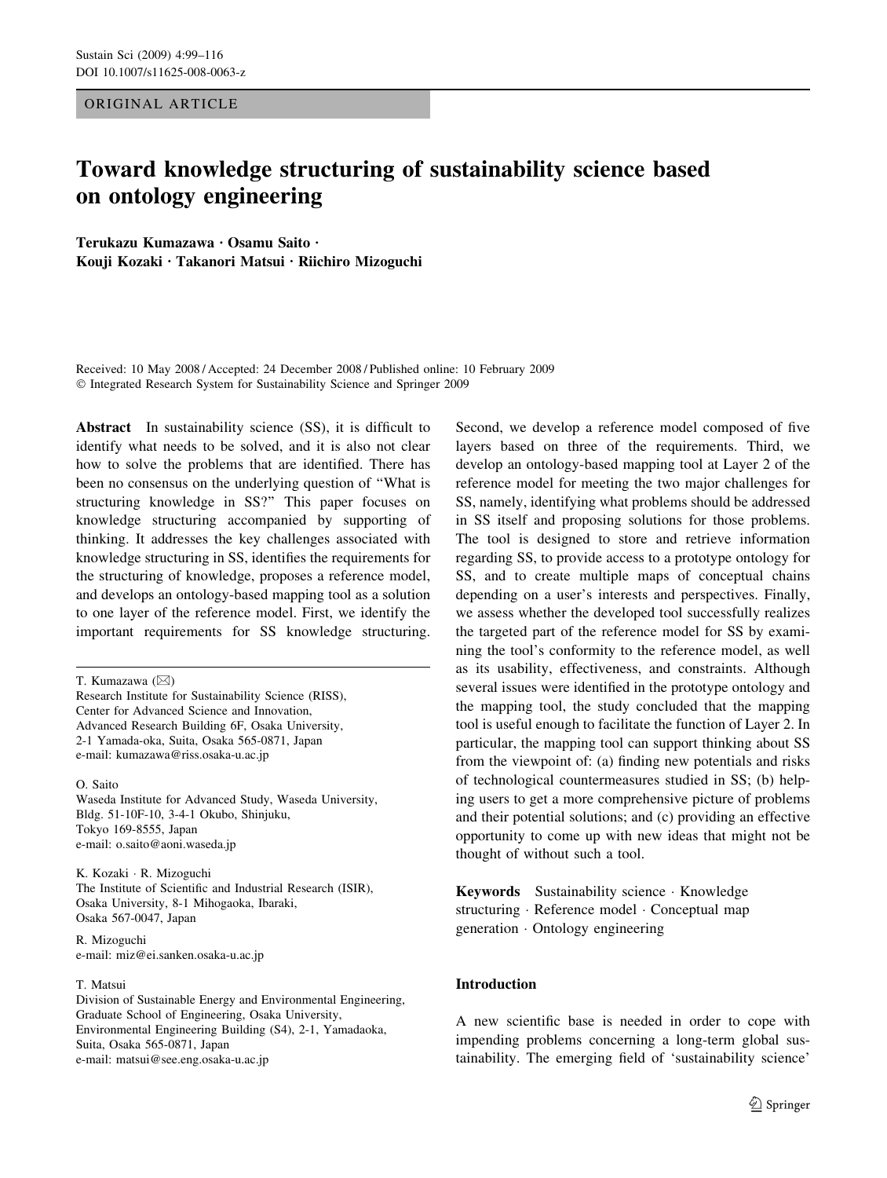ORIGINAL ARTICLE

# Toward knowledge structuring of sustainability science based on ontology engineering

**Terukazu Kumazawa · Osamu Saito · Kouji Kozaki · Takanori Matsui · Riichiro Mizoguchi**

Received: 10 May 2008 / Accepted: 24 December 2008 / Published online: 10 February 2009
© Integrated Research System for Sustainability Science and Springer 2009

**Abstract** In sustainability science (SS), it is difficult to identify what needs to be solved, and it is also not clear how to solve the problems that are identified. There has been no consensus on the underlying question of "What is structuring knowledge in SS?" This paper focuses on knowledge structuring accompanied by supporting of thinking. It addresses the key challenges associated with knowledge structuring in SS, identifies the requirements for the structuring of knowledge, proposes a reference model, and develops an ontology-based mapping tool as a solution to one layer of the reference model. First, we identify the important requirements for SS knowledge structuring. Second, we develop a reference model composed of five layers based on three of the requirements. Third, we develop an ontology-based mapping tool at Layer 2 of the reference model for meeting the two major challenges for SS, namely, identifying what problems should be addressed in SS itself and proposing solutions for those problems. The tool is designed to store and retrieve information regarding SS, to provide access to a prototype ontology for SS, and to create multiple maps of conceptual chains depending on a user's interests and perspectives. Finally, we assess whether the developed tool successfully realizes the targeted part of the reference model for SS by examining the tool's conformity to the reference model, as well as its usability, effectiveness, and constraints. Although several issues were identified in the prototype ontology and the mapping tool, the study concluded that the mapping tool is useful enough to facilitate the function of Layer 2. In particular, the mapping tool can support thinking about SS from the viewpoint of: (a) finding new potentials and risks of technological countermeasures studied in SS; (b) helping users to get a more comprehensive picture of problems and their potential solutions; and (c) providing an effective opportunity to come up with new ideas that might not be thought of without such a tool.

**Keywords** Sustainability science · Knowledge structuring · Reference model · Conceptual map generation · Ontology engineering

T. Kumazawa (✉)
Research Institute for Sustainability Science (RISS), Center for Advanced Science and Innovation, Advanced Research Building 6F, Osaka University, 2-1 Yamada-oka, Suita, Osaka 565-0871, Japan
e-mail: kumazawa@riss.osaka-u.ac.jp

O. Saito
Waseda Institute for Advanced Study, Waseda University, Bldg. 51-10F-10, 3-4-1 Okubo, Shinjuku, Tokyo 169-8555, Japan
e-mail: o.saito@aoni.waseda.jp

K. Kozaki · R. Mizoguchi
The Institute of Scientific and Industrial Research (ISIR), Osaka University, 8-1 Mihogaoka, Ibaraki, Osaka 567-0047, Japan

R. Mizoguchi
e-mail: miz@ei.sanken.osaka-u.ac.jp

T. Matsui
Division of Sustainable Energy and Environmental Engineering, Graduate School of Engineering, Osaka University, Environmental Engineering Building (S4), 2-1, Yamadaoka, Suita, Osaka 565-0871, Japan
e-mail: matsui@see.eng.osaka-u.ac.jp

## Introduction

A new scientific base is needed in order to cope with impending problems concerning a long-term global sustainability. The emerging field of 'sustainability science'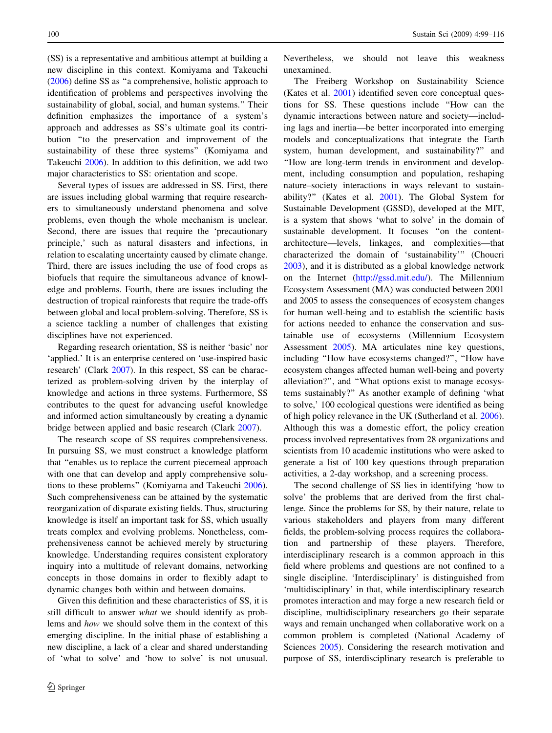(SS) is a representative and ambitious attempt at building a new discipline in this context. Komiyama and Takeuchi (2006) define SS as "a comprehensive, holistic approach to identification of problems and perspectives involving the sustainability of global, social, and human systems." Their definition emphasizes the importance of a system's approach and addresses as SS's ultimate goal its contribution "to the preservation and improvement of the sustainability of these three systems" (Komiyama and Takeuchi 2006). In addition to this definition, we add two major characteristics to SS: orientation and scope.

Several types of issues are addressed in SS. First, there are issues including global warming that require researchers to simultaneously understand phenomena and solve problems, even though the whole mechanism is unclear. Second, there are issues that require the 'precautionary principle,' such as natural disasters and infections, in relation to escalating uncertainty caused by climate change. Third, there are issues including the use of food crops as biofuels that require the simultaneous advance of knowledge and problems. Fourth, there are issues including the destruction of tropical rainforests that require the trade-offs between global and local problem-solving. Therefore, SS is a science tackling a number of challenges that existing disciplines have not experienced.

Regarding research orientation, SS is neither 'basic' nor 'applied.' It is an enterprise centered on 'use-inspired basic research' (Clark 2007). In this respect, SS can be characterized as problem-solving driven by the interplay of knowledge and actions in three systems. Furthermore, SS contributes to the quest for advancing useful knowledge and informed action simultaneously by creating a dynamic bridge between applied and basic research (Clark 2007).

The research scope of SS requires comprehensiveness. In pursuing SS, we must construct a knowledge platform that "enables us to replace the current piecemeal approach with one that can develop and apply comprehensive solutions to these problems" (Komiyama and Takeuchi 2006). Such comprehensiveness can be attained by the systematic reorganization of disparate existing fields. Thus, structuring knowledge is itself an important task for SS, which usually treats complex and evolving problems. Nonetheless, comprehensiveness cannot be achieved merely by structuring knowledge. Understanding requires consistent exploratory inquiry into a multitude of relevant domains, networking concepts in those domains in order to flexibly adapt to dynamic changes both within and between domains.

Given this definition and these characteristics of SS, it is still difficult to answer *what* we should identify as problems and *how* we should solve them in the context of this emerging discipline. In the initial phase of establishing a new discipline, a lack of a clear and shared understanding of 'what to solve' and 'how to solve' is not unusual. Nevertheless, we should not leave this weakness unexamined.

The Freiberg Workshop on Sustainability Science (Kates et al. 2001) identified seven core conceptual questions for SS. These questions include "How can the dynamic interactions between nature and society—including lags and inertia—be better incorporated into emerging models and conceptualizations that integrate the Earth system, human development, and sustainability?" and "How are long-term trends in environment and development, including consumption and population, reshaping nature–society interactions in ways relevant to sustainability?" (Kates et al. 2001). The Global System for Sustainable Development (GSSD), developed at the MIT, is a system that shows 'what to solve' in the domain of sustainable development. It focuses "on the content-architecture—levels, linkages, and complexities—that characterized the domain of 'sustainability'" (Choucri 2003), and it is distributed as a global knowledge network on the Internet (http://gssd.mit.edu/). The Millennium Ecosystem Assessment (MA) was conducted between 2001 and 2005 to assess the consequences of ecosystem changes for human well-being and to establish the scientific basis for actions needed to enhance the conservation and sustainable use of ecosystems (Millennium Ecosystem Assessment 2005). MA articulates nine key questions, including "How have ecosystems changed?", "How have ecosystem changes affected human well-being and poverty alleviation?", and "What options exist to manage ecosystems sustainably?" As another example of defining 'what to solve,' 100 ecological questions were identified as being of high policy relevance in the UK (Sutherland et al. 2006). Although this was a domestic effort, the policy creation process involved representatives from 28 organizations and scientists from 10 academic institutions who were asked to generate a list of 100 key questions through preparation activities, a 2-day workshop, and a screening process.

The second challenge of SS lies in identifying 'how to solve' the problems that are derived from the first challenge. Since the problems for SS, by their nature, relate to various stakeholders and players from many different fields, the problem-solving process requires the collaboration and partnership of these players. Therefore, interdisciplinary research is a common approach in this field where problems and questions are not confined to a single discipline. 'Interdisciplinary' is distinguished from 'multidisciplinary' in that, while interdisciplinary research promotes interaction and may forge a new research field or discipline, multidisciplinary researchers go their separate ways and remain unchanged when collaborative work on a common problem is completed (National Academy of Sciences 2005). Considering the research motivation and purpose of SS, interdisciplinary research is preferable to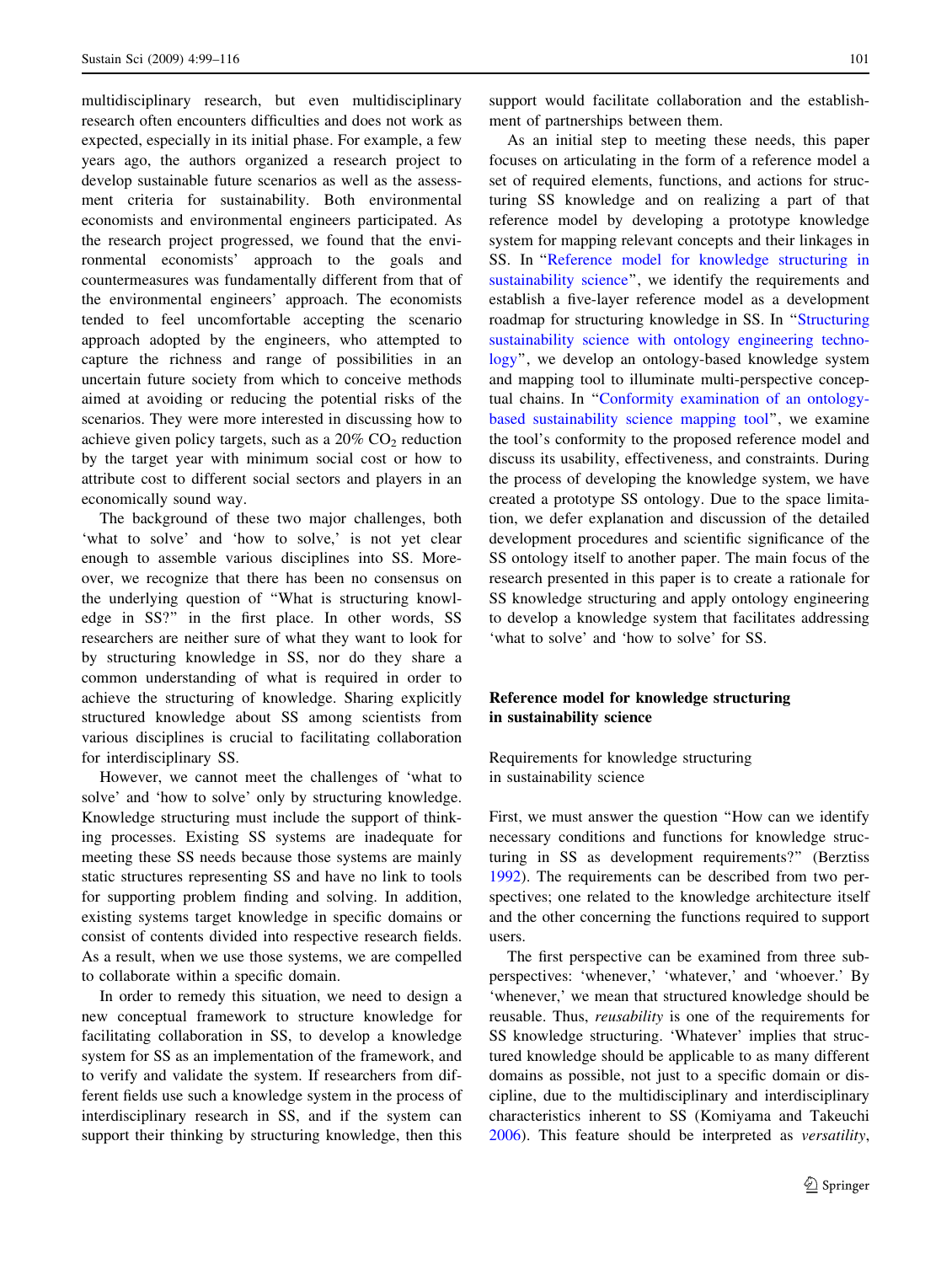multidisciplinary research, but even multidisciplinary research often encounters difficulties and does not work as expected, especially in its initial phase. For example, a few years ago, the authors organized a research project to develop sustainable future scenarios as well as the assessment criteria for sustainability. Both environmental economists and environmental engineers participated. As the research project progressed, we found that the environmental economists' approach to the goals and countermeasures was fundamentally different from that of the environmental engineers' approach. The economists tended to feel uncomfortable accepting the scenario approach adopted by the engineers, who attempted to capture the richness and range of possibilities in an uncertain future society from which to conceive methods aimed at avoiding or reducing the potential risks of the scenarios. They were more interested in discussing how to achieve given policy targets, such as a 20% $CO_2$ reduction by the target year with minimum social cost or how to attribute cost to different social sectors and players in an economically sound way.

The background of these two major challenges, both 'what to solve' and 'how to solve,' is not yet clear enough to assemble various disciplines into SS. Moreover, we recognize that there has been no consensus on the underlying question of "What is structuring knowledge in SS?" in the first place. In other words, SS researchers are neither sure of what they want to look for by structuring knowledge in SS, nor do they share a common understanding of what is required in order to achieve the structuring of knowledge. Sharing explicitly structured knowledge about SS among scientists from various disciplines is crucial to facilitating collaboration for interdisciplinary SS.

However, we cannot meet the challenges of 'what to solve' and 'how to solve' only by structuring knowledge. Knowledge structuring must include the support of thinking processes. Existing SS systems are inadequate for meeting these SS needs because those systems are mainly static structures representing SS and have no link to tools for supporting problem finding and solving. In addition, existing systems target knowledge in specific domains or consist of contents divided into respective research fields. As a result, when we use those systems, we are compelled to collaborate within a specific domain.

In order to remedy this situation, we need to design a new conceptual framework to structure knowledge for facilitating collaboration in SS, to develop a knowledge system for SS as an implementation of the framework, and to verify and validate the system. If researchers from different fields use such a knowledge system in the process of interdisciplinary research in SS, and if the system can support their thinking by structuring knowledge, then this support would facilitate collaboration and the establishment of partnerships between them.

As an initial step to meeting these needs, this paper focuses on articulating in the form of a reference model a set of required elements, functions, and actions for structuring SS knowledge and on realizing a part of that reference model by developing a prototype knowledge system for mapping relevant concepts and their linkages in SS. In "Reference model for knowledge structuring in sustainability science", we identify the requirements and establish a five-layer reference model as a development roadmap for structuring knowledge in SS. In "Structuring sustainability science with ontology engineering technology", we develop an ontology-based knowledge system and mapping tool to illuminate multi-perspective conceptual chains. In "Conformity examination of an ontology-based sustainability science mapping tool", we examine the tool's conformity to the proposed reference model and discuss its usability, effectiveness, and constraints. During the process of developing the knowledge system, we have created a prototype SS ontology. Due to the space limitation, we defer explanation and discussion of the detailed development procedures and scientific significance of the SS ontology itself to another paper. The main focus of the research presented in this paper is to create a rationale for SS knowledge structuring and apply ontology engineering to develop a knowledge system that facilitates addressing 'what to solve' and 'how to solve' for SS.

## Reference model for knowledge structuring in sustainability science

### Requirements for knowledge structuring in sustainability science

First, we must answer the question "How can we identify necessary conditions and functions for knowledge structuring in SS as development requirements?" (Berztiss 1992). The requirements can be described from two perspectives; one related to the knowledge architecture itself and the other concerning the functions required to support users.

The first perspective can be examined from three sub-perspectives: 'whenever,' 'whatever,' and 'whoever.' By 'whenever,' we mean that structured knowledge should be reusable. Thus, *reusability* is one of the requirements for SS knowledge structuring. 'Whatever' implies that structured knowledge should be applicable to as many different domains as possible, not just to a specific domain or discipline, due to the multidisciplinary and interdisciplinary characteristics inherent to SS (Komiyama and Takeuchi 2006). This feature should be interpreted as *versatility*,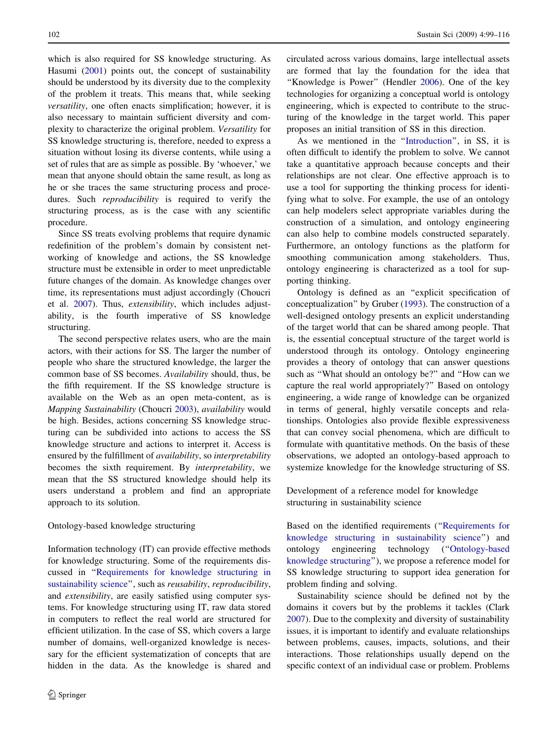which is also required for SS knowledge structuring. As Hasumi (2001) points out, the concept of sustainability should be understood by its diversity due to the complexity of the problem it treats. This means that, while seeking *versatility*, one often enacts simplification; however, it is also necessary to maintain sufficient diversity and complexity to characterize the original problem. *Versatility* for SS knowledge structuring is, therefore, needed to express a situation without losing its diverse contents, while using a set of rules that are as simple as possible. By 'whoever,' we mean that anyone should obtain the same result, as long as he or she traces the same structuring process and procedures. Such *reproducibility* is required to verify the structuring process, as is the case with any scientific procedure.

Since SS treats evolving problems that require dynamic redefinition of the problem's domain by consistent networking of knowledge and actions, the SS knowledge structure must be extensible in order to meet unpredictable future changes of the domain. As knowledge changes over time, its representations must adjust accordingly (Choucri et al. 2007). Thus, *extensibility*, which includes adjustability, is the fourth imperative of SS knowledge structuring.

The second perspective relates users, who are the main actors, with their actions for SS. The larger the number of people who share the structured knowledge, the larger the common base of SS becomes. *Availability* should, thus, be the fifth requirement. If the SS knowledge structure is available on the Web as an open meta-content, as is *Mapping Sustainability* (Choucri 2003), *availability* would be high. Besides, actions concerning SS knowledge structuring can be subdivided into actions to access the SS knowledge structure and actions to interpret it. Access is ensured by the fulfillment of *availability*, so *interpretability* becomes the sixth requirement. By *interpretability*, we mean that the SS structured knowledge should help its users understand a problem and find an appropriate approach to its solution.

## Ontology-based knowledge structuring

Information technology (IT) can provide effective methods for knowledge structuring. Some of the requirements discussed in "Requirements for knowledge structuring in sustainability science", such as *reusability*, *reproducibility*, and *extensibility*, are easily satisfied using computer systems. For knowledge structuring using IT, raw data stored in computers to reflect the real world are structured for efficient utilization. In the case of SS, which covers a large number of domains, well-organized knowledge is necessary for the efficient systematization of concepts that are hidden in the data. As the knowledge is shared and circulated across various domains, large intellectual assets are formed that lay the foundation for the idea that "Knowledge is Power" (Hendler 2006). One of the key technologies for organizing a conceptual world is ontology engineering, which is expected to contribute to the structuring of the knowledge in the target world. This paper proposes an initial transition of SS in this direction.

As we mentioned in the "Introduction", in SS, it is often difficult to identify the problem to solve. We cannot take a quantitative approach because concepts and their relationships are not clear. One effective approach is to use a tool for supporting the thinking process for identifying what to solve. For example, the use of an ontology can help modelers select appropriate variables during the construction of a simulation, and ontology engineering can also help to combine models constructed separately. Furthermore, an ontology functions as the platform for smoothing communication among stakeholders. Thus, ontology engineering is characterized as a tool for supporting thinking.

Ontology is defined as an "explicit specification of conceptualization" by Gruber (1993). The construction of a well-designed ontology presents an explicit understanding of the target world that can be shared among people. That is, the essential conceptual structure of the target world is understood through its ontology. Ontology engineering provides a theory of ontology that can answer questions such as "What should an ontology be?" and "How can we capture the real world appropriately?" Based on ontology engineering, a wide range of knowledge can be organized in terms of general, highly versatile concepts and relationships. Ontologies also provide flexible expressiveness that can convey social phenomena, which are difficult to formulate with quantitative methods. On the basis of these observations, we adopted an ontology-based approach to systemize knowledge for the knowledge structuring of SS.

## Development of a reference model for knowledge structuring in sustainability science

Based on the identified requirements ("Requirements for knowledge structuring in sustainability science") and ontology engineering technology ("Ontology-based knowledge structuring"), we propose a reference model for SS knowledge structuring to support idea generation for problem finding and solving.

Sustainability science should be defined not by the domains it covers but by the problems it tackles (Clark 2007). Due to the complexity and diversity of sustainability issues, it is important to identify and evaluate relationships between problems, causes, impacts, solutions, and their interactions. Those relationships usually depend on the specific context of an individual case or problem. Problems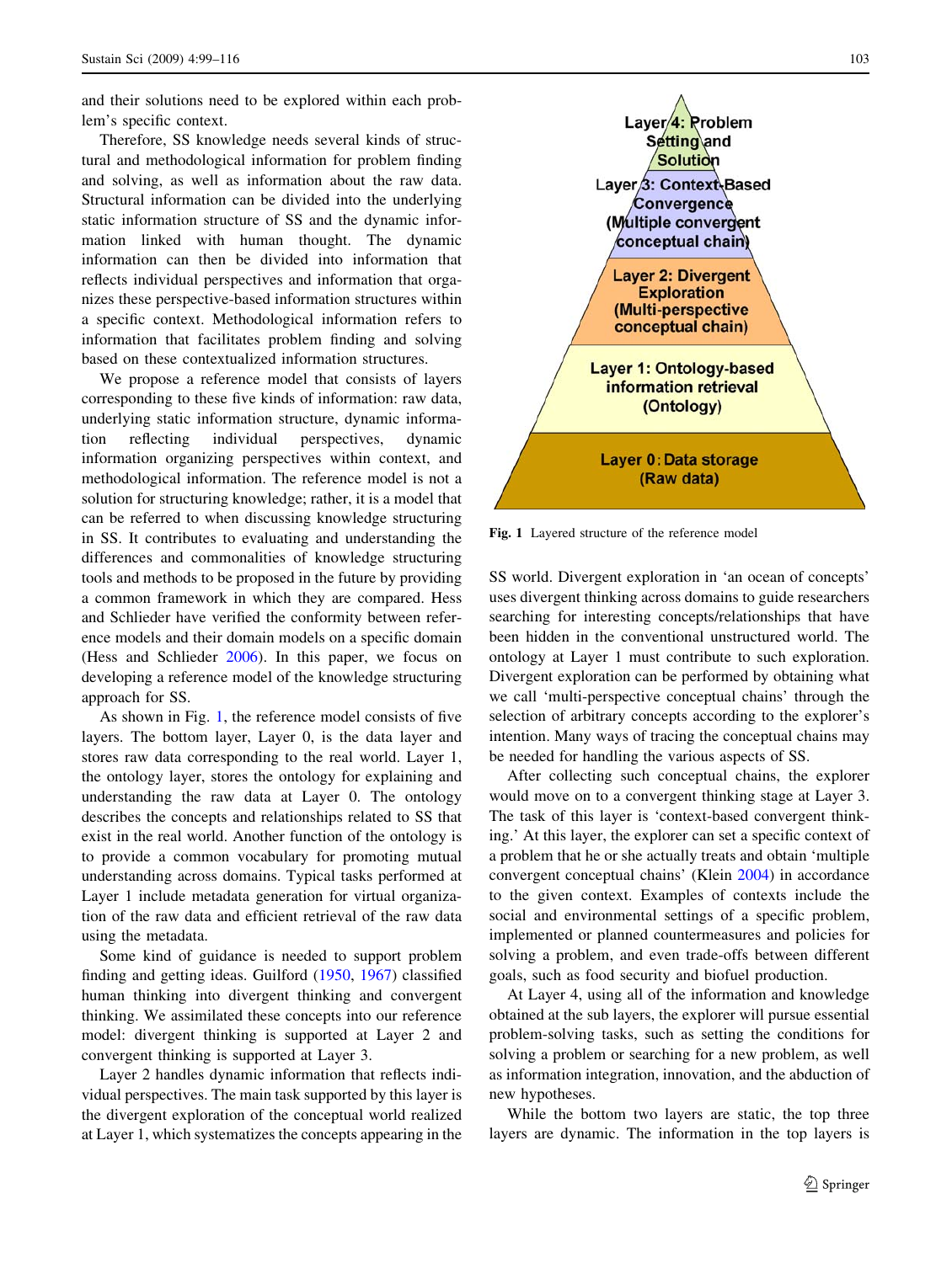and their solutions need to be explored within each problem's specific context.

Therefore, SS knowledge needs several kinds of structural and methodological information for problem finding and solving, as well as information about the raw data. Structural information can be divided into the underlying static information structure of SS and the dynamic information linked with human thought. The dynamic information can then be divided into information that reflects individual perspectives and information that organizes these perspective-based information structures within a specific context. Methodological information refers to information that facilitates problem finding and solving based on these contextualized information structures.

We propose a reference model that consists of layers corresponding to these five kinds of information: raw data, underlying static information structure, dynamic information reflecting individual perspectives, dynamic information organizing perspectives within context, and methodological information. The reference model is not a solution for structuring knowledge; rather, it is a model that can be referred to when discussing knowledge structuring in SS. It contributes to evaluating and understanding the differences and commonalities of knowledge structuring tools and methods to be proposed in the future by providing a common framework in which they are compared. Hess and Schlieder have verified the conformity between reference models and their domain models on a specific domain (Hess and Schlieder 2006). In this paper, we focus on developing a reference model of the knowledge structuring approach for SS.

As shown in Fig. 1, the reference model consists of five layers. The bottom layer, Layer 0, is the data layer and stores raw data corresponding to the real world. Layer 1, the ontology layer, stores the ontology for explaining and understanding the raw data at Layer 0. The ontology describes the concepts and relationships related to SS that exist in the real world. Another function of the ontology is to provide a common vocabulary for promoting mutual understanding across domains. Typical tasks performed at Layer 1 include metadata generation for virtual organization of the raw data and efficient retrieval of the raw data using the metadata.

Some kind of guidance is needed to support problem finding and getting ideas. Guilford (1950, 1967) classified human thinking into divergent thinking and convergent thinking. We assimilated these concepts into our reference model: divergent thinking is supported at Layer 2 and convergent thinking is supported at Layer 3.

Layer 2 handles dynamic information that reflects individual perspectives. The main task supported by this layer is the divergent exploration of the conceptual world realized at Layer 1, which systematizes the concepts appearing in the SS world. Divergent exploration in 'an ocean of concepts' uses divergent thinking across domains to guide researchers searching for interesting concepts/relationships that have been hidden in the conventional unstructured world. The ontology at Layer 1 must contribute to such exploration. Divergent exploration can be performed by obtaining what we call 'multi-perspective conceptual chains' through the selection of arbitrary concepts according to the explorer's intention. Many ways of tracing the conceptual chains may be needed for handling the various aspects of SS.

Layer 4: Problem Setting and Solution

Layer 3: Context-Based Convergence (Multiple convergent conceptual chain)

Layer 2: Divergent Exploration (Multi-perspective conceptual chain)

Layer 1: Ontology-based information retrieval (Ontology)

Layer 0: Data storage (Raw data)

**Fig. 1** Layered structure of the reference model

After collecting such conceptual chains, the explorer would move on to a convergent thinking stage at Layer 3. The task of this layer is 'context-based convergent thinking.' At this layer, the explorer can set a specific context of a problem that he or she actually treats and obtain 'multiple convergent conceptual chains' (Klein 2004) in accordance to the given context. Examples of contexts include the social and environmental settings of a specific problem, implemented or planned countermeasures and policies for solving a problem, and even trade-offs between different goals, such as food security and biofuel production.

At Layer 4, using all of the information and knowledge obtained at the sub layers, the explorer will pursue essential problem-solving tasks, such as setting the conditions for solving a problem or searching for a new problem, as well as information integration, innovation, and the abduction of new hypotheses.

While the bottom two layers are static, the top three layers are dynamic. The information in the top layers is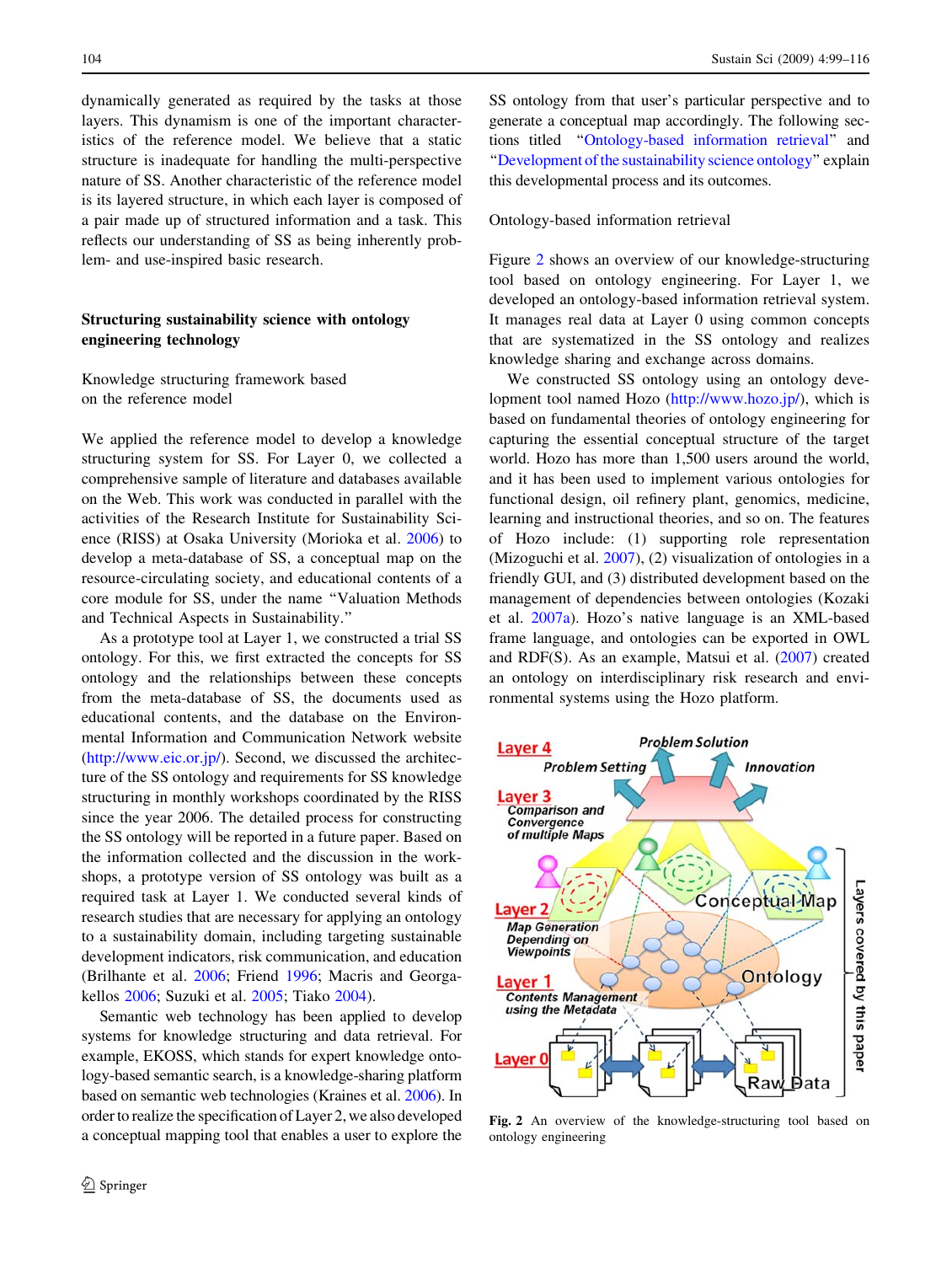dynamically generated as required by the tasks at those layers. This dynamism is one of the important characteristics of the reference model. We believe that a static structure is inadequate for handling the multi-perspective nature of SS. Another characteristic of the reference model is its layered structure, in which each layer is composed of a pair made up of structured information and a task. This reflects our understanding of SS as being inherently problem- and use-inspired basic research.

## Structuring sustainability science with ontology engineering technology

### Knowledge structuring framework based on the reference model

We applied the reference model to develop a knowledge structuring system for SS. For Layer 0, we collected a comprehensive sample of literature and databases available on the Web. This work was conducted in parallel with the activities of the Research Institute for Sustainability Science (RISS) at Osaka University (Morioka et al. 2006) to develop a meta-database of SS, a conceptual map on the resource-circulating society, and educational contents of a core module for SS, under the name "Valuation Methods and Technical Aspects in Sustainability."

As a prototype tool at Layer 1, we constructed a trial SS ontology. For this, we first extracted the concepts for SS ontology and the relationships between these concepts from the meta-database of SS, the documents used as educational contents, and the database on the Environmental Information and Communication Network website (http://www.eic.or.jp/). Second, we discussed the architecture of the SS ontology and requirements for SS knowledge structuring in monthly workshops coordinated by the RISS since the year 2006. The detailed process for constructing the SS ontology will be reported in a future paper. Based on the information collected and the discussion in the workshops, a prototype version of SS ontology was built as a required task at Layer 1. We conducted several kinds of research studies that are necessary for applying an ontology to a sustainability domain, including targeting sustainable development indicators, risk communication, and education (Brilhante et al. 2006; Friend 1996; Macris and Georgakellos 2006; Suzuki et al. 2005; Tiako 2004).

Semantic web technology has been applied to develop systems for knowledge structuring and data retrieval. For example, EKOSS, which stands for expert knowledge ontology-based semantic search, is a knowledge-sharing platform based on semantic web technologies (Kraines et al. 2006). In order to realize the specification of Layer 2, we also developed a conceptual mapping tool that enables a user to explore the SS ontology from that user's particular perspective and to generate a conceptual map accordingly. The following sections titled "Ontology-based information retrieval" and "Development of the sustainability science ontology" explain this developmental process and its outcomes.

### Ontology-based information retrieval

Figure 2 shows an overview of our knowledge-structuring tool based on ontology engineering. For Layer 1, we developed an ontology-based information retrieval system. It manages real data at Layer 0 using common concepts that are systematized in the SS ontology and realizes knowledge sharing and exchange across domains.

We constructed SS ontology using an ontology development tool named Hozo (http://www.hozo.jp/), which is based on fundamental theories of ontology engineering for capturing the essential conceptual structure of the target world. Hozo has more than 1,500 users around the world, and it has been used to implement various ontologies for functional design, oil refinery plant, genomics, medicine, learning and instructional theories, and so on. The features of Hozo include: (1) supporting role representation (Mizoguchi et al. 2007), (2) visualization of ontologies in a friendly GUI, and (3) distributed development based on the management of dependencies between ontologies (Kozaki et al. 2007a). Hozo's native language is an XML-based frame language, and ontologies can be exported in OWL and RDF(S). As an example, Matsui et al. (2007) created an ontology on interdisciplinary risk research and environmental systems using the Hozo platform.

Layer 4
Problem Solution
Problem Setting
Innovation
Layer 3
Comparison and Convergence of multiple Maps
Layer 2
Map Generation Depending on Viewpoints
Conceptual Map
Layer 1
Contents Management using the Metadata
Ontology
Layer 0
Raw Data
Layers covered by this paper

Fig. 2 An overview of the knowledge-structuring tool based on ontology engineering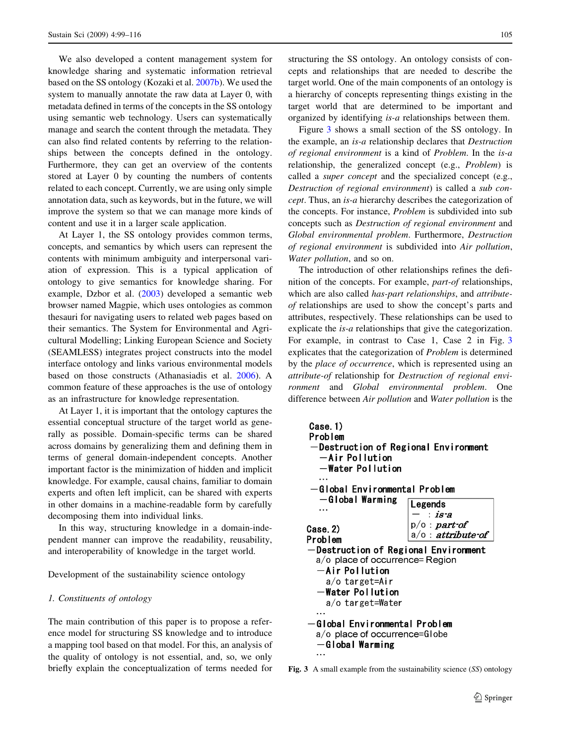We also developed a content management system for knowledge sharing and systematic information retrieval based on the SS ontology (Kozaki et al. 2007b). We used the system to manually annotate the raw data at Layer 0, with metadata defined in terms of the concepts in the SS ontology using semantic web technology. Users can systematically manage and search the content through the metadata. They can also find related contents by referring to the relationships between the concepts defined in the ontology. Furthermore, they can get an overview of the contents stored at Layer 0 by counting the numbers of contents related to each concept. Currently, we are using only simple annotation data, such as keywords, but in the future, we will improve the system so that we can manage more kinds of content and use it in a larger scale application.

At Layer 1, the SS ontology provides common terms, concepts, and semantics by which users can represent the contents with minimum ambiguity and interpersonal variation of expression. This is a typical application of ontology to give semantics for knowledge sharing. For example, Dzbor et al. (2003) developed a semantic web browser named Magpie, which uses ontologies as common thesauri for navigating users to related web pages based on their semantics. The System for Environmental and Agricultural Modelling; Linking European Science and Society (SEAMLESS) integrates project constructs into the model interface ontology and links various environmental models based on those constructs (Athanasiadis et al. 2006). A common feature of these approaches is the use of ontology as an infrastructure for knowledge representation.

At Layer 1, it is important that the ontology captures the essential conceptual structure of the target world as generally as possible. Domain-specific terms can be shared across domains by generalizing them and defining them in terms of general domain-independent concepts. Another important factor is the minimization of hidden and implicit knowledge. For example, causal chains, familiar to domain experts and often left implicit, can be shared with experts in other domains in a machine-readable form by carefully decomposing them into individual links.

In this way, structuring knowledge in a domain-independent manner can improve the readability, reusability, and interoperability of knowledge in the target world.

## Development of the sustainability science ontology

### *1. Constituents of ontology*

The main contribution of this paper is to propose a reference model for structuring SS knowledge and to introduce a mapping tool based on that model. For this, an analysis of the quality of ontology is not essential, and, so, we only briefly explain the conceptualization of terms needed for structuring the SS ontology. An ontology consists of concepts and relationships that are needed to describe the target world. One of the main components of an ontology is a hierarchy of concepts representing things existing in the target world that are determined to be important and organized by identifying *is-a* relationships between them.

Figure 3 shows a small section of the SS ontology. In the example, an *is-a* relationship declares that *Destruction of regional environment* is a kind of *Problem*. In the *is-a* relationship, the generalized concept (e.g., *Problem*) is called a *super concept* and the specialized concept (e.g., *Destruction of regional environment*) is called a *sub concept*. Thus, an *is-a* hierarchy describes the categorization of the concepts. For instance, *Problem* is subdivided into sub concepts such as *Destruction of regional environment* and *Global environmental problem*. Furthermore, *Destruction of regional environment* is subdivided into *Air pollution*, *Water pollution*, and so on.

The introduction of other relationships refines the definition of the concepts. For example, *part-of* relationships, which are also called *has-part relationships*, and *attribute-of* relationships are used to show the concept's parts and attributes, respectively. These relationships can be used to explicate the *is-a* relationships that give the categorization. For example, in contrast to Case 1, Case 2 in Fig. 3 explicates that the categorization of *Problem* is determined by the *place of occurrence*, which is represented using an *attribute-of* relationship for *Destruction of regional environment* and *Global environmental problem*. One difference between *Air pollution* and *Water pollution* is the

```
Case.1)
Problem
 −Destruction of Regional Environment
   −Air Pollution
   −Water Pollution
   …
 −Global Environmental Problem
   −Global Warming
   …

Legends
 −   : is-a
 p/o : part-of
 a/o : attribute-of

Case.2)
Problem
 −Destruction of Regional Environment
   a/o place of occurrence= Region
   −Air Pollution
     a/o target=Air
   −Water Pollution
     a/o target=Water
   …
 −Global Environmental Problem
   a/o place of occurrence=Globe
   −Global Warming
   …
```

**Fig. 3** A small example from the sustainability science (*SS*) ontology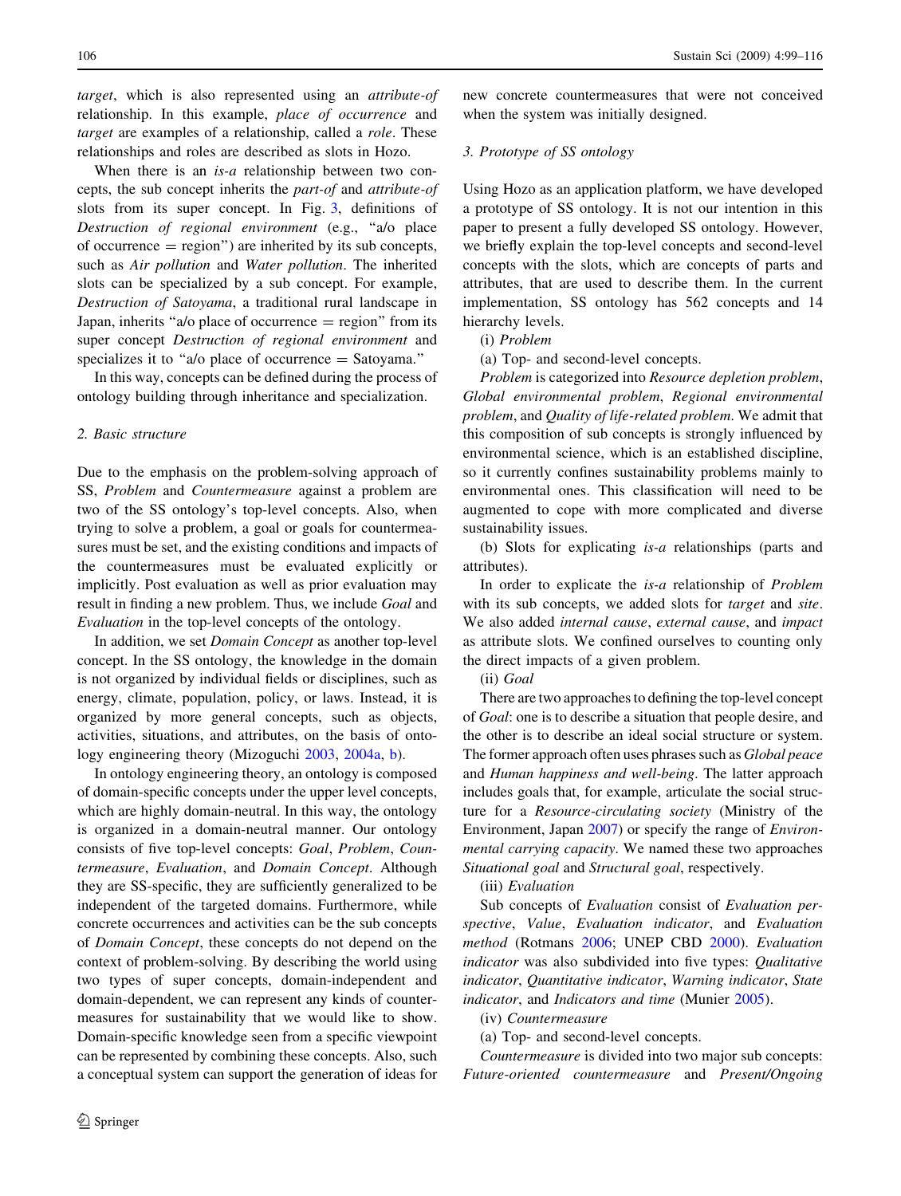*target*, which is also represented using an *attribute-of* relationship. In this example, *place of occurrence* and *target* are examples of a relationship, called a *role*. These relationships and roles are described as slots in Hozo.

When there is an *is-a* relationship between two concepts, the sub concept inherits the *part-of* and *attribute-of* slots from its super concept. In Fig. 3, definitions of *Destruction of regional environment* (e.g., "a/o place of occurrence = region") are inherited by its sub concepts, such as *Air pollution* and *Water pollution*. The inherited slots can be specialized by a sub concept. For example, *Destruction of Satoyama*, a traditional rural landscape in Japan, inherits "a/o place of occurrence = region" from its super concept *Destruction of regional environment* and specializes it to "a/o place of occurrence = Satoyama."

In this way, concepts can be defined during the process of ontology building through inheritance and specialization.

### 2. Basic structure

Due to the emphasis on the problem-solving approach of SS, *Problem* and *Countermeasure* against a problem are two of the SS ontology's top-level concepts. Also, when trying to solve a problem, a goal or goals for countermeasures must be set, and the existing conditions and impacts of the countermeasures must be evaluated explicitly or implicitly. Post evaluation as well as prior evaluation may result in finding a new problem. Thus, we include *Goal* and *Evaluation* in the top-level concepts of the ontology.

In addition, we set *Domain Concept* as another top-level concept. In the SS ontology, the knowledge in the domain is not organized by individual fields or disciplines, such as energy, climate, population, policy, or laws. Instead, it is organized by more general concepts, such as objects, activities, situations, and attributes, on the basis of ontology engineering theory (Mizoguchi 2003, 2004a, b).

In ontology engineering theory, an ontology is composed of domain-specific concepts under the upper level concepts, which are highly domain-neutral. In this way, the ontology is organized in a domain-neutral manner. Our ontology consists of five top-level concepts: *Goal*, *Problem*, *Countermeasure*, *Evaluation*, and *Domain Concept*. Although they are SS-specific, they are sufficiently generalized to be independent of the targeted domains. Furthermore, while concrete occurrences and activities can be the sub concepts of *Domain Concept*, these concepts do not depend on the context of problem-solving. By describing the world using two types of super concepts, domain-independent and domain-dependent, we can represent any kinds of countermeasures for sustainability that we would like to show. Domain-specific knowledge seen from a specific viewpoint can be represented by combining these concepts. Also, such a conceptual system can support the generation of ideas for new concrete countermeasures that were not conceived when the system was initially designed.

### 3. Prototype of SS ontology

Using Hozo as an application platform, we have developed a prototype of SS ontology. It is not our intention in this paper to present a fully developed SS ontology. However, we briefly explain the top-level concepts and second-level concepts with the slots, which are concepts of parts and attributes, that are used to describe them. In the current implementation, SS ontology has 562 concepts and 14 hierarchy levels.

(i) *Problem*

(a) Top- and second-level concepts.

*Problem* is categorized into *Resource depletion problem*, *Global environmental problem*, *Regional environmental problem*, and *Quality of life-related problem*. We admit that this composition of sub concepts is strongly influenced by environmental science, which is an established discipline, so it currently confines sustainability problems mainly to environmental ones. This classification will need to be augmented to cope with more complicated and diverse sustainability issues.

(b) Slots for explicating *is-a* relationships (parts and attributes).

In order to explicate the *is-a* relationship of *Problem* with its sub concepts, we added slots for *target* and *site*. We also added *internal cause*, *external cause*, and *impact* as attribute slots. We confined ourselves to counting only the direct impacts of a given problem.

(ii) *Goal*

There are two approaches to defining the top-level concept of *Goal*: one is to describe a situation that people desire, and the other is to describe an ideal social structure or system. The former approach often uses phrases such as *Global peace* and *Human happiness and well-being*. The latter approach includes goals that, for example, articulate the social structure for a *Resource-circulating society* (Ministry of the Environment, Japan 2007) or specify the range of *Environmental carrying capacity*. We named these two approaches *Situational goal* and *Structural goal*, respectively.

(iii) *Evaluation*

Sub concepts of *Evaluation* consist of *Evaluation perspective*, *Value*, *Evaluation indicator*, and *Evaluation method* (Rotmans 2006; UNEP CBD 2000). *Evaluation indicator* was also subdivided into five types: *Qualitative indicator*, *Quantitative indicator*, *Warning indicator*, *State indicator*, and *Indicators and time* (Munier 2005).

(iv) *Countermeasure*

(a) Top- and second-level concepts.

*Countermeasure* is divided into two major sub concepts: *Future-oriented countermeasure* and *Present/Ongoing*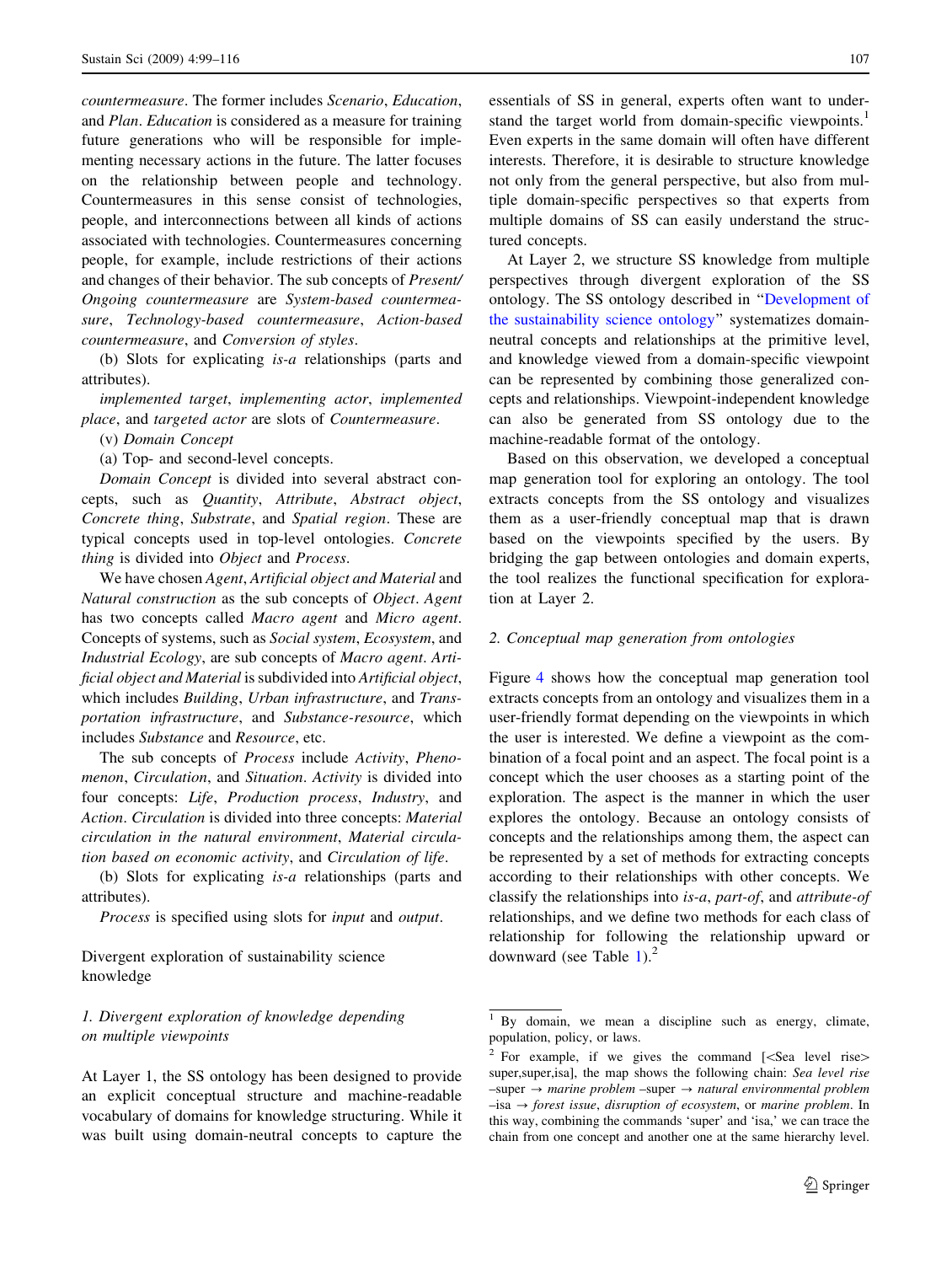*countermeasure*. The former includes *Scenario*, *Education*, and *Plan*. *Education* is considered as a measure for training future generations who will be responsible for implementing necessary actions in the future. The latter focuses on the relationship between people and technology. Countermeasures in this sense consist of technologies, people, and interconnections between all kinds of actions associated with technologies. Countermeasures concerning people, for example, include restrictions of their actions and changes of their behavior. The sub concepts of *Present/Ongoing countermeasure* are *System-based countermeasure*, *Technology-based countermeasure*, *Action-based countermeasure*, and *Conversion of styles*.

(b) Slots for explicating *is-a* relationships (parts and attributes).

*implemented target*, *implementing actor*, *implemented place*, and *targeted actor* are slots of *Countermeasure*.

(v) *Domain Concept*

(a) Top- and second-level concepts.

*Domain Concept* is divided into several abstract concepts, such as *Quantity*, *Attribute*, *Abstract object*, *Concrete thing*, *Substrate*, and *Spatial region*. These are typical concepts used in top-level ontologies. *Concrete thing* is divided into *Object* and *Process*.

We have chosen *Agent*, *Artificial object and Material* and *Natural construction* as the sub concepts of *Object*. *Agent* has two concepts called *Macro agent* and *Micro agent*. Concepts of systems, such as *Social system*, *Ecosystem*, and *Industrial Ecology*, are sub concepts of *Macro agent*. *Artificial object and Material* is subdivided into *Artificial object*, which includes *Building*, *Urban infrastructure*, and *Transportation infrastructure*, and *Substance-resource*, which includes *Substance* and *Resource*, etc.

The sub concepts of *Process* include *Activity*, *Phenomenon*, *Circulation*, and *Situation*. *Activity* is divided into four concepts: *Life*, *Production process*, *Industry*, and *Action*. *Circulation* is divided into three concepts: *Material circulation in the natural environment*, *Material circulation based on economic activity*, and *Circulation of life*.

(b) Slots for explicating *is-a* relationships (parts and attributes).

*Process* is specified using slots for *input* and *output*.

## Divergent exploration of sustainability science knowledge

### 1. Divergent exploration of knowledge depending on multiple viewpoints

At Layer 1, the SS ontology has been designed to provide an explicit conceptual structure and machine-readable vocabulary of domains for knowledge structuring. While it was built using domain-neutral concepts to capture the essentials of SS in general, experts often want to understand the target world from domain-specific viewpoints.[1] Even experts in the same domain will often have different interests. Therefore, it is desirable to structure knowledge not only from the general perspective, but also from multiple domain-specific perspectives so that experts from multiple domains of SS can easily understand the structured concepts.

At Layer 2, we structure SS knowledge from multiple perspectives through divergent exploration of the SS ontology. The SS ontology described in "Development of the sustainability science ontology" systematizes domain-neutral concepts and relationships at the primitive level, and knowledge viewed from a domain-specific viewpoint can be represented by combining those generalized concepts and relationships. Viewpoint-independent knowledge can also be generated from SS ontology due to the machine-readable format of the ontology.

Based on this observation, we developed a conceptual map generation tool for exploring an ontology. The tool extracts concepts from the SS ontology and visualizes them as a user-friendly conceptual map that is drawn based on the viewpoints specified by the users. By bridging the gap between ontologies and domain experts, the tool realizes the functional specification for exploration at Layer 2.

### 2. Conceptual map generation from ontologies

Figure 4 shows how the conceptual map generation tool extracts concepts from an ontology and visualizes them in a user-friendly format depending on the viewpoints in which the user is interested. We define a viewpoint as the combination of a focal point and an aspect. The focal point is a concept which the user chooses as a starting point of the exploration. The aspect is the manner in which the user explores the ontology. Because an ontology consists of concepts and the relationships among them, the aspect can be represented by a set of methods for extracting concepts according to their relationships with other concepts. We classify the relationships into *is-a*, *part-of*, and *attribute-of* relationships, and we define two methods for each class of relationship for following the relationship upward or downward (see Table 1).[2]

[1] By domain, we mean a discipline such as energy, climate, population, policy, or laws.

[2] For example, if we gives the command [<Sea level rise> super,super,isa], the map shows the following chain: *Sea level rise* –super → *marine problem* –super → *natural environmental problem* –isa → *forest issue*, *disruption of ecosystem*, or *marine problem*. In this way, combining the commands 'super' and 'isa,' we can trace the chain from one concept and another one at the same hierarchy level.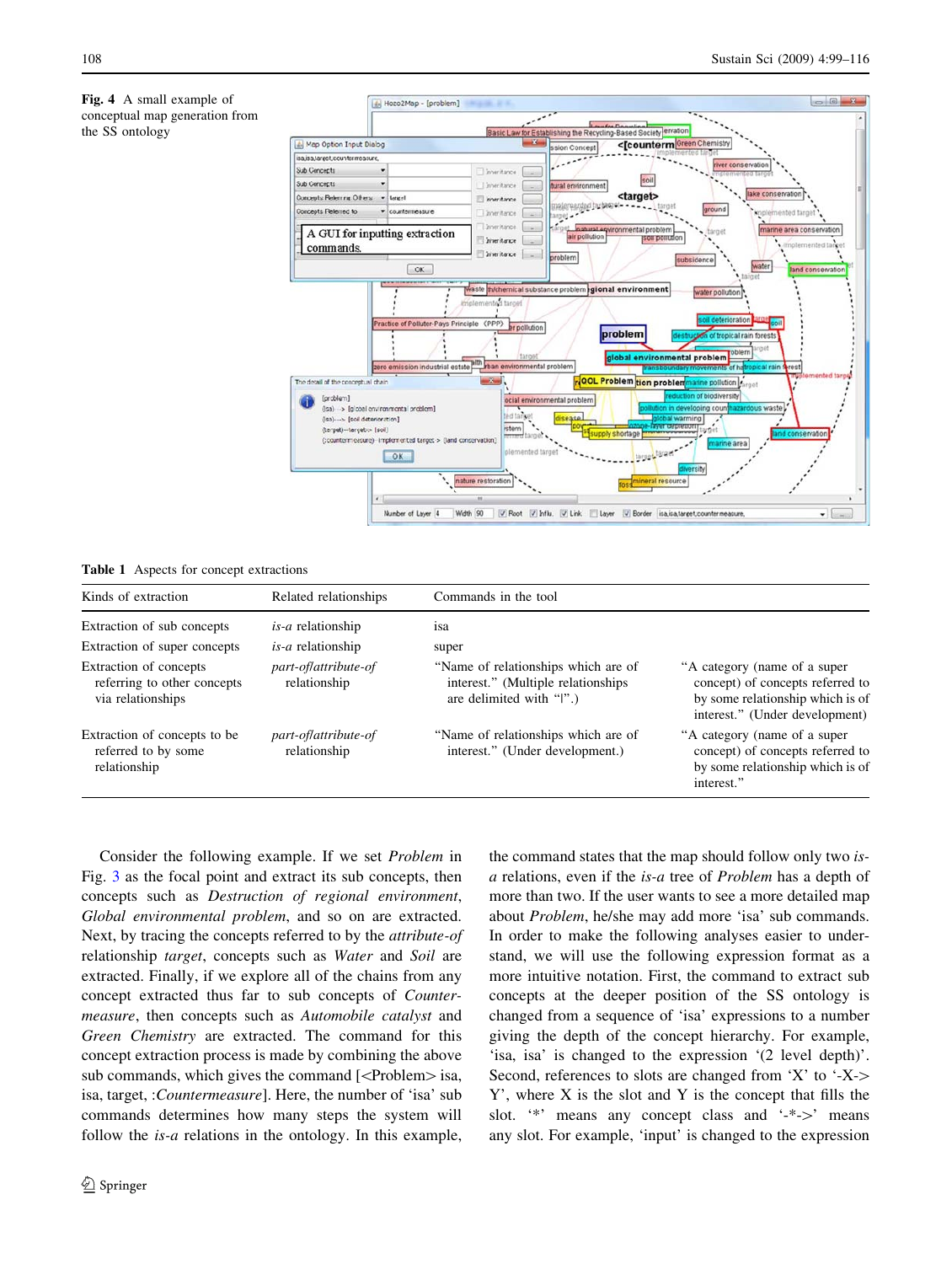**Fig. 4** A small example of conceptual map generation from the SS ontology

**Table 1** Aspects for concept extractions

| Kinds of extraction | Related relationships | Commands in the tool | |
|---|---|---|---|
| Extraction of sub concepts | *is-a* relationship | isa | |
| Extraction of super concepts | *is-a* relationship | super | |
| Extraction of concepts referring to other concepts via relationships | *part-of*/*attribute-of* relationship | "Name of relationships which are of interest." (Multiple relationships are delimited with "\|".) | "A category (name of a super concept) of concepts referred to by some relationship which is of interest." (Under development) |
| Extraction of concepts to be referred to by some relationship | *part-of*/*attribute-of* relationship | "Name of relationships which are of interest." (Under development.) | "A category (name of a super concept) of concepts referred to by some relationship which is of interest." |

Consider the following example. If we set *Problem* in Fig. 3 as the focal point and extract its sub concepts, then concepts such as *Destruction of regional environment*, *Global environmental problem*, and so on are extracted. Next, by tracing the concepts referred to by the *attribute-of* relationship *target*, concepts such as *Water* and *Soil* are extracted. Finally, if we explore all of the chains from any concept extracted thus far to sub concepts of *Countermeasure*, then concepts such as *Automobile catalyst* and *Green Chemistry* are extracted. The command for this concept extraction process is made by combining the above sub commands, which gives the command [<Problem> isa, isa, target, :*Countermeasure*]. Here, the number of 'isa' sub commands determines how many steps the system will follow the *is-a* relations in the ontology. In this example, the command states that the map should follow only two *is-a* relations, even if the *is-a* tree of *Problem* has a depth of more than two. If the user wants to see a more detailed map about *Problem*, he/she may add more 'isa' sub commands. In order to make the following analyses easier to understand, we will use the following expression format as a more intuitive notation. First, the command to extract sub concepts at the deeper position of the SS ontology is changed from a sequence of 'isa' expressions to a number giving the depth of the concept hierarchy. For example, 'isa, isa' is changed to the expression '(2 level depth)'. Second, references to slots are changed from 'X' to '-X-> Y', where X is the slot and Y is the concept that fills the slot. '*' means any concept class and '-*->' means any slot. For example, 'input' is changed to the expression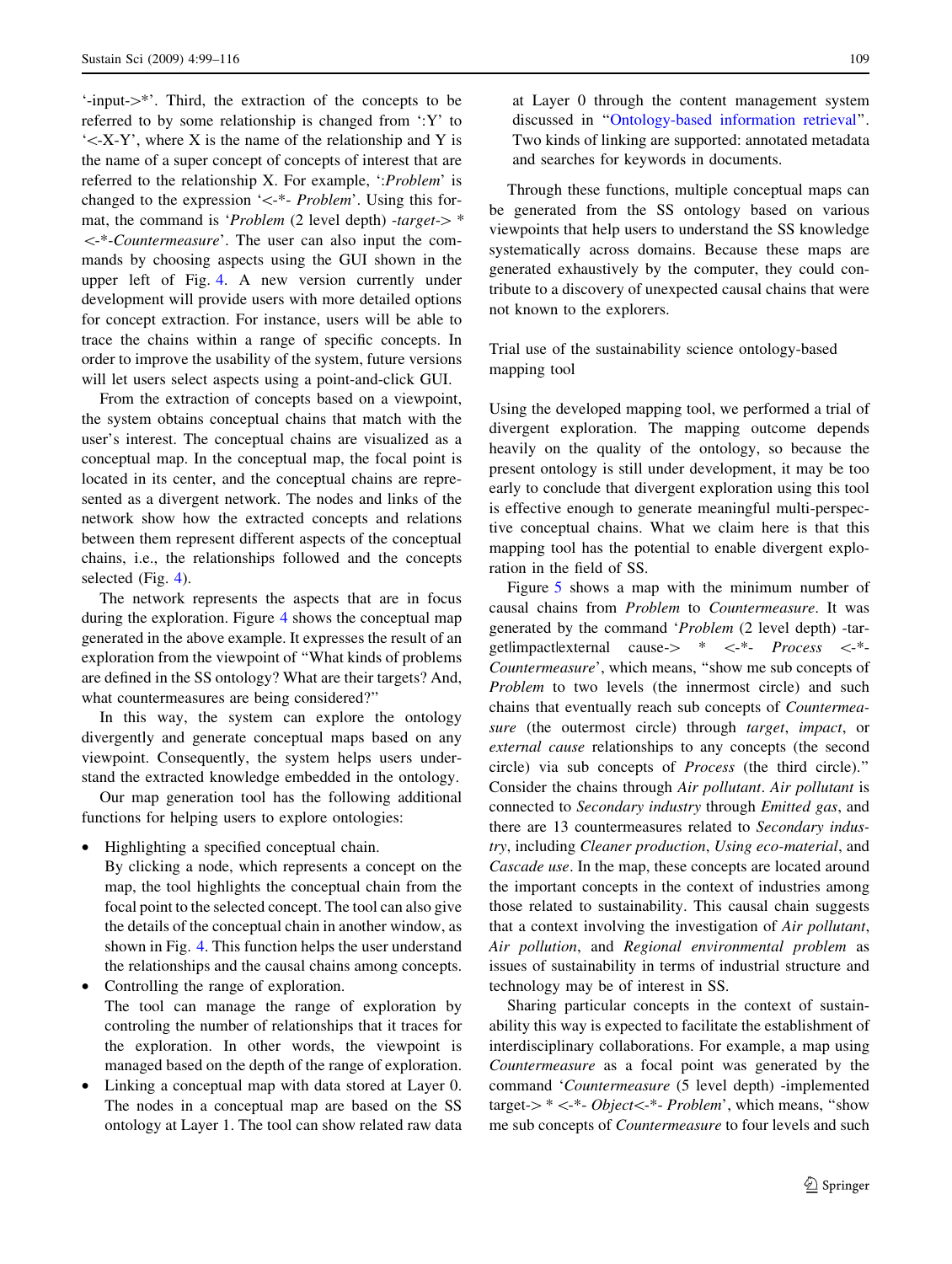'-input->*'. Third, the extraction of the concepts to be referred to by some relationship is changed from ':Y' to '<-X-Y', where X is the name of the relationship and Y is the name of a super concept of concepts of interest that are referred to the relationship X. For example, ':*Problem*' is changed to the expression '<-*- *Problem*'. Using this format, the command is '*Problem* (2 level depth) -*target*-> * <-*-*Countermeasure*'. The user can also input the commands by choosing aspects using the GUI shown in the upper left of Fig. 4. A new version currently under development will provide users with more detailed options for concept extraction. For instance, users will be able to trace the chains within a range of specific concepts. In order to improve the usability of the system, future versions will let users select aspects using a point-and-click GUI.

From the extraction of concepts based on a viewpoint, the system obtains conceptual chains that match with the user's interest. The conceptual chains are visualized as a conceptual map. In the conceptual map, the focal point is located in its center, and the conceptual chains are represented as a divergent network. The nodes and links of the network show how the extracted concepts and relations between them represent different aspects of the conceptual chains, i.e., the relationships followed and the concepts selected (Fig. 4).

The network represents the aspects that are in focus during the exploration. Figure 4 shows the conceptual map generated in the above example. It expresses the result of an exploration from the viewpoint of "What kinds of problems are defined in the SS ontology? What are their targets? And, what countermeasures are being considered?"

In this way, the system can explore the ontology divergently and generate conceptual maps based on any viewpoint. Consequently, the system helps users understand the extracted knowledge embedded in the ontology.

Our map generation tool has the following additional functions for helping users to explore ontologies:

- Highlighting a specified conceptual chain.
  By clicking a node, which represents a concept on the map, the tool highlights the conceptual chain from the focal point to the selected concept. The tool can also give the details of the conceptual chain in another window, as shown in Fig. 4. This function helps the user understand the relationships and the causal chains among concepts.
- Controlling the range of exploration.
  The tool can manage the range of exploration by controling the number of relationships that it traces for the exploration. In other words, the viewpoint is managed based on the depth of the range of exploration.
- Linking a conceptual map with data stored at Layer 0.
  The nodes in a conceptual map are based on the SS ontology at Layer 1. The tool can show related raw data at Layer 0 through the content management system discussed in "Ontology-based information retrieval". Two kinds of linking are supported: annotated metadata and searches for keywords in documents.

Through these functions, multiple conceptual maps can be generated from the SS ontology based on various viewpoints that help users to understand the SS knowledge systematically across domains. Because these maps are generated exhaustively by the computer, they could contribute to a discovery of unexpected causal chains that were not known to the explorers.

## Trial use of the sustainability science ontology-based mapping tool

Using the developed mapping tool, we performed a trial of divergent exploration. The mapping outcome depends heavily on the quality of the ontology, so because the present ontology is still under development, it may be too early to conclude that divergent exploration using this tool is effective enough to generate meaningful multi-perspective conceptual chains. What we claim here is that this mapping tool has the potential to enable divergent exploration in the field of SS.

Figure 5 shows a map with the minimum number of causal chains from *Problem* to *Countermeasure*. It was generated by the command '*Problem* (2 level depth) -target|impact|external cause-> * <-*- *Process* <-*- *Countermeasure*', which means, "show me sub concepts of *Problem* to two levels (the innermost circle) and such chains that eventually reach sub concepts of *Countermeasure* (the outermost circle) through *target*, *impact*, or *external cause* relationships to any concepts (the second circle) via sub concepts of *Process* (the third circle)." Consider the chains through *Air pollutant*. *Air pollutant* is connected to *Secondary industry* through *Emitted gas*, and there are 13 countermeasures related to *Secondary industry*, including *Cleaner production*, *Using eco-material*, and *Cascade use*. In the map, these concepts are located around the important concepts in the context of industries among those related to sustainability. This causal chain suggests that a context involving the investigation of *Air pollutant*, *Air pollution*, and *Regional environmental problem* as issues of sustainability in terms of industrial structure and technology may be of interest in SS.

Sharing particular concepts in the context of sustainability this way is expected to facilitate the establishment of interdisciplinary collaborations. For example, a map using *Countermeasure* as a focal point was generated by the command '*Countermeasure* (5 level depth) -implemented target-> * <-*- *Object*<-*- *Problem*', which means, "show me sub concepts of *Countermeasure* to four levels and such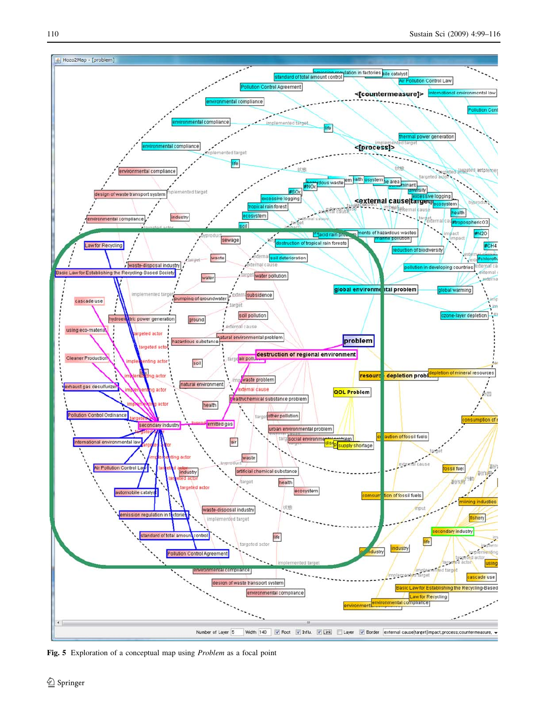Fig. 5 Exploration of a conceptual map using *Problem* as a focal point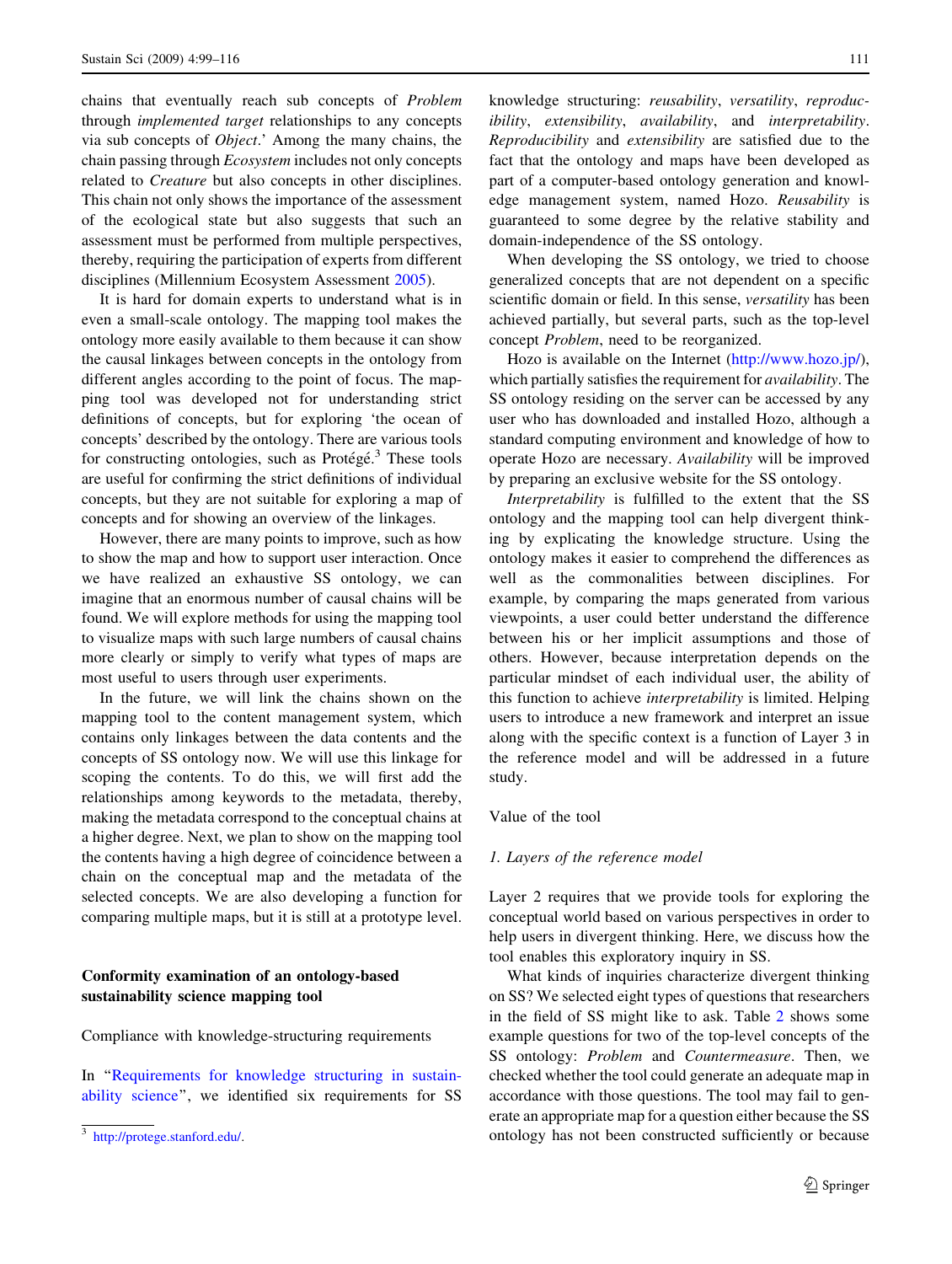chains that eventually reach sub concepts of *Problem* through *implemented target* relationships to any concepts via sub concepts of *Object*.' Among the many chains, the chain passing through *Ecosystem* includes not only concepts related to *Creature* but also concepts in other disciplines. This chain not only shows the importance of the assessment of the ecological state but also suggests that such an assessment must be performed from multiple perspectives, thereby, requiring the participation of experts from different disciplines (Millennium Ecosystem Assessment 2005).

It is hard for domain experts to understand what is in even a small-scale ontology. The mapping tool makes the ontology more easily available to them because it can show the causal linkages between concepts in the ontology from different angles according to the point of focus. The mapping tool was developed not for understanding strict definitions of concepts, but for exploring 'the ocean of concepts' described by the ontology. There are various tools for constructing ontologies, such as Protégé.[3] These tools are useful for confirming the strict definitions of individual concepts, but they are not suitable for exploring a map of concepts and for showing an overview of the linkages.

However, there are many points to improve, such as how to show the map and how to support user interaction. Once we have realized an exhaustive SS ontology, we can imagine that an enormous number of causal chains will be found. We will explore methods for using the mapping tool to visualize maps with such large numbers of causal chains more clearly or simply to verify what types of maps are most useful to users through user experiments.

In the future, we will link the chains shown on the mapping tool to the content management system, which contains only linkages between the data contents and the concepts of SS ontology now. We will use this linkage for scoping the contents. To do this, we will first add the relationships among keywords to the metadata, thereby, making the metadata correspond to the conceptual chains at a higher degree. Next, we plan to show on the mapping tool the contents having a high degree of coincidence between a chain on the conceptual map and the metadata of the selected concepts. We are also developing a function for comparing multiple maps, but it is still at a prototype level.

## Conformity examination of an ontology-based sustainability science mapping tool

### Compliance with knowledge-structuring requirements

In "Requirements for knowledge structuring in sustainability science", we identified six requirements for SS knowledge structuring: *reusability*, *versatility*, *reproducibility*, *extensibility*, *availability*, and *interpretability*. *Reproducibility* and *extensibility* are satisfied due to the fact that the ontology and maps have been developed as part of a computer-based ontology generation and knowledge management system, named Hozo. *Reusability* is guaranteed to some degree by the relative stability and domain-independence of the SS ontology.

When developing the SS ontology, we tried to choose generalized concepts that are not dependent on a specific scientific domain or field. In this sense, *versatility* has been achieved partially, but several parts, such as the top-level concept *Problem*, need to be reorganized.

Hozo is available on the Internet (http://www.hozo.jp/), which partially satisfies the requirement for *availability*. The SS ontology residing on the server can be accessed by any user who has downloaded and installed Hozo, although a standard computing environment and knowledge of how to operate Hozo are necessary. *Availability* will be improved by preparing an exclusive website for the SS ontology.

*Interpretability* is fulfilled to the extent that the SS ontology and the mapping tool can help divergent thinking by explicating the knowledge structure. Using the ontology makes it easier to comprehend the differences as well as the commonalities between disciplines. For example, by comparing the maps generated from various viewpoints, a user could better understand the difference between his or her implicit assumptions and those of others. However, because interpretation depends on the particular mindset of each individual user, the ability of this function to achieve *interpretability* is limited. Helping users to introduce a new framework and interpret an issue along with the specific context is a function of Layer 3 in the reference model and will be addressed in a future study.

### Value of the tool

#### 1. Layers of the reference model

Layer 2 requires that we provide tools for exploring the conceptual world based on various perspectives in order to help users in divergent thinking. Here, we discuss how the tool enables this exploratory inquiry in SS.

What kinds of inquiries characterize divergent thinking on SS? We selected eight types of questions that researchers in the field of SS might like to ask. Table 2 shows some example questions for two of the top-level concepts of the SS ontology: *Problem* and *Countermeasure*. Then, we checked whether the tool could generate an adequate map in accordance with those questions. The tool may fail to generate an appropriate map for a question either because the SS ontology has not been constructed sufficiently or because

[3] http://protege.stanford.edu/.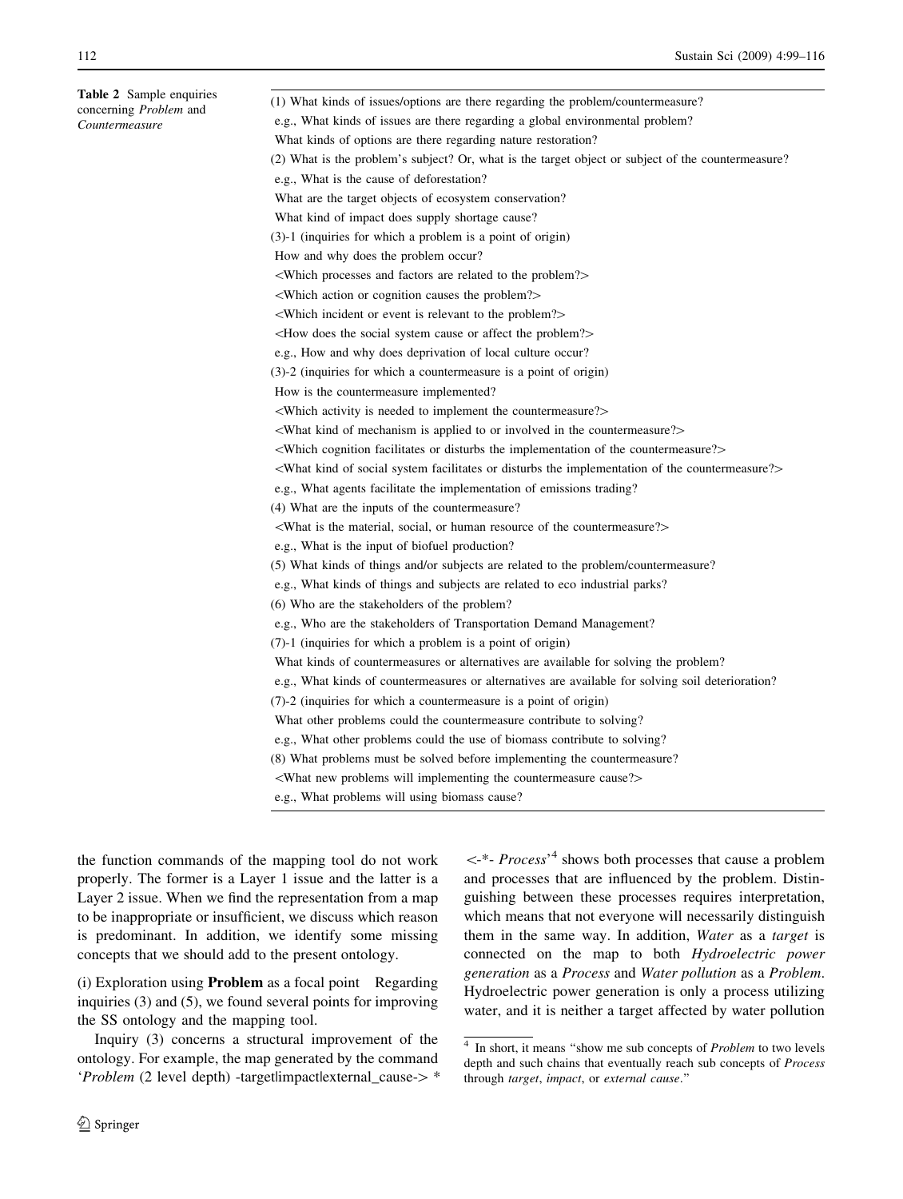**Table 2** Sample enquiries concerning *Problem* and *Countermeasure*

| |
|---|
| (1) What kinds of issues/options are there regarding the problem/countermeasure? |
| e.g., What kinds of issues are there regarding a global environmental problem? |
| What kinds of options are there regarding nature restoration? |
| (2) What is the problem's subject? Or, what is the target object or subject of the countermeasure? |
| e.g., What is the cause of deforestation? |
| What are the target objects of ecosystem conservation? |
| What kind of impact does supply shortage cause? |
| (3)-1 (inquiries for which a problem is a point of origin) |
| How and why does the problem occur? |
| <Which processes and factors are related to the problem?> |
| <Which action or cognition causes the problem?> |
| <Which incident or event is relevant to the problem?> |
| <How does the social system cause or affect the problem?> |
| e.g., How and why does deprivation of local culture occur? |
| (3)-2 (inquiries for which a countermeasure is a point of origin) |
| How is the countermeasure implemented? |
| <Which activity is needed to implement the countermeasure?> |
| <What kind of mechanism is applied to or involved in the countermeasure?> |
| <Which cognition facilitates or disturbs the implementation of the countermeasure?> |
| <What kind of social system facilitates or disturbs the implementation of the countermeasure?> |
| e.g., What agents facilitate the implementation of emissions trading? |
| (4) What are the inputs of the countermeasure? |
| <What is the material, social, or human resource of the countermeasure?> |
| e.g., What is the input of biofuel production? |
| (5) What kinds of things and/or subjects are related to the problem/countermeasure? |
| e.g., What kinds of things and subjects are related to eco industrial parks? |
| (6) Who are the stakeholders of the problem? |
| e.g., Who are the stakeholders of Transportation Demand Management? |
| (7)-1 (inquiries for which a problem is a point of origin) |
| What kinds of countermeasures or alternatives are available for solving the problem? |
| e.g., What kinds of countermeasures or alternatives are available for solving soil deterioration? |
| (7)-2 (inquiries for which a countermeasure is a point of origin) |
| What other problems could the countermeasure contribute to solving? |
| e.g., What other problems could the use of biomass contribute to solving? |
| (8) What problems must be solved before implementing the countermeasure? |
| <What new problems will implementing the countermeasure cause?> |
| e.g., What problems will using biomass cause? |

the function commands of the mapping tool do not work properly. The former is a Layer 1 issue and the latter is a Layer 2 issue. When we find the representation from a map to be inappropriate or insufficient, we discuss which reason is predominant. In addition, we identify some missing concepts that we should add to the present ontology.

(i) Exploration using **Problem** as a focal point  Regarding inquiries (3) and (5), we found several points for improving the SS ontology and the mapping tool.

Inquiry (3) concerns a structural improvement of the ontology. For example, the map generated by the command '*Problem* (2 level depth) -target|impact|external_cause-> * <-*- *Process*'[4] shows both processes that cause a problem and processes that are influenced by the problem. Distinguishing between these processes requires interpretation, which means that not everyone will necessarily distinguish them in the same way. In addition, *Water* as a *target* is connected on the map to both *Hydroelectric power generation* as a *Process* and *Water pollution* as a *Problem*. Hydroelectric power generation is only a process utilizing water, and it is neither a target affected by water pollution

[4] In short, it means "show me sub concepts of *Problem* to two levels depth and such chains that eventually reach sub concepts of *Process* through *target*, *impact*, or *external cause*."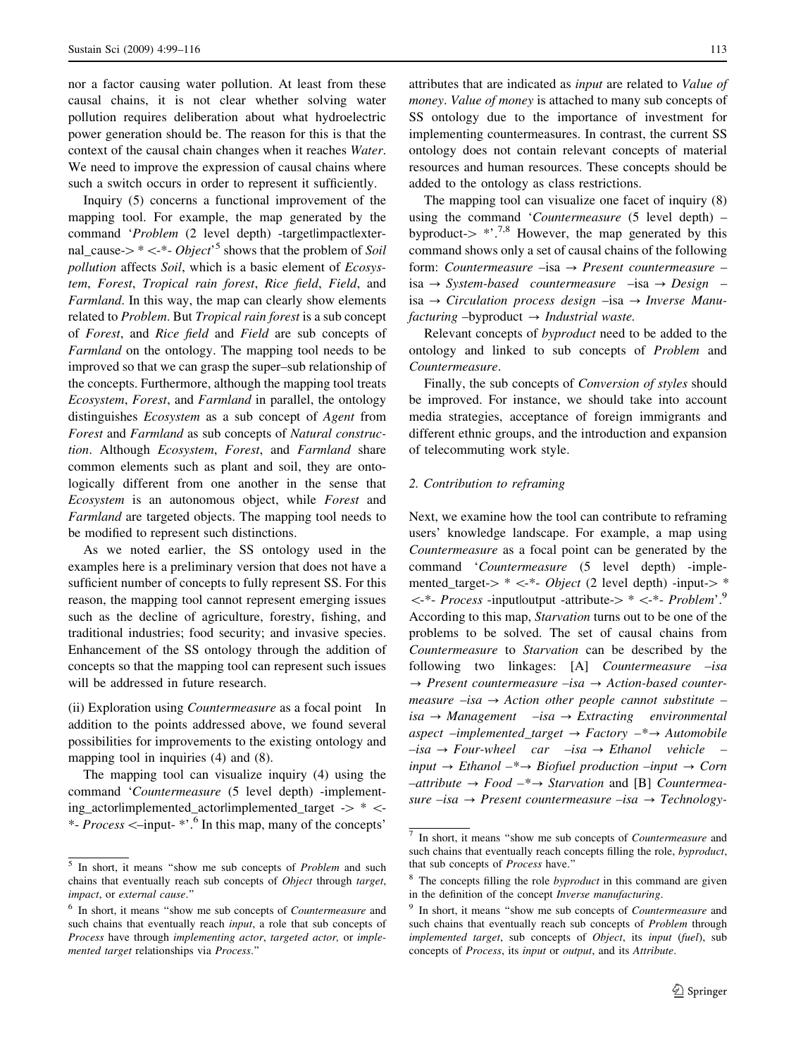nor a factor causing water pollution. At least from these causal chains, it is not clear whether solving water pollution requires deliberation about what hydroelectric power generation should be. The reason for this is that the context of the causal chain changes when it reaches *Water*. We need to improve the expression of causal chains where such a switch occurs in order to represent it sufficiently.

Inquiry (5) concerns a functional improvement of the mapping tool. For example, the map generated by the command '*Problem* (2 level depth) -target|impact|external_cause-> * <-*- *Object*'[5] shows that the problem of *Soil pollution* affects *Soil*, which is a basic element of *Ecosystem*, *Forest*, *Tropical rain forest*, *Rice field*, *Field*, and *Farmland*. In this way, the map can clearly show elements related to *Problem*. But *Tropical rain forest* is a sub concept of *Forest*, and *Rice field* and *Field* are sub concepts of *Farmland* on the ontology. The mapping tool needs to be improved so that we can grasp the super–sub relationship of the concepts. Furthermore, although the mapping tool treats *Ecosystem*, *Forest*, and *Farmland* in parallel, the ontology distinguishes *Ecosystem* as a sub concept of *Agent* from *Forest* and *Farmland* as sub concepts of *Natural construction*. Although *Ecosystem*, *Forest*, and *Farmland* share common elements such as plant and soil, they are ontologically different from one another in the sense that *Ecosystem* is an autonomous object, while *Forest* and *Farmland* are targeted objects. The mapping tool needs to be modified to represent such distinctions.

As we noted earlier, the SS ontology used in the examples here is a preliminary version that does not have a sufficient number of concepts to fully represent SS. For this reason, the mapping tool cannot represent emerging issues such as the decline of agriculture, forestry, fishing, and traditional industries; food security; and invasive species. Enhancement of the SS ontology through the addition of concepts so that the mapping tool can represent such issues will be addressed in future research.

(ii) Exploration using *Countermeasure* as a focal point   In addition to the points addressed above, we found several possibilities for improvements to the existing ontology and mapping tool in inquiries (4) and (8).

The mapping tool can visualize inquiry (4) using the command '*Countermeasure* (5 level depth) -implementing_actor|implemented_actor|implemented_target -> * <-*- *Process* <–input- *'.[6] In this map, many of the concepts' attributes that are indicated as *input* are related to *Value of money*. *Value of money* is attached to many sub concepts of SS ontology due to the importance of investment for implementing countermeasures. In contrast, the current SS ontology does not contain relevant concepts of material resources and human resources. These concepts should be added to the ontology as class restrictions.

The mapping tool can visualize one facet of inquiry (8) using the command '*Countermeasure* (5 level depth) –byproduct-> *'.[7,8] However, the map generated by this command shows only a set of causal chains of the following form: *Countermeasure* –*isa* → *Present countermeasure* –isa → *System-based countermeasure* –isa → *Design* –isa → *Circulation process design* –isa → *Inverse Manufacturing* –byproduct → *Industrial waste.*

Relevant concepts of *byproduct* need to be added to the ontology and linked to sub concepts of *Problem* and *Countermeasure*.

Finally, the sub concepts of *Conversion of styles* should be improved. For instance, we should take into account media strategies, acceptance of foreign immigrants and different ethnic groups, and the introduction and expansion of telecommuting work style.

*2. Contribution to reframing*

Next, we examine how the tool can contribute to reframing users' knowledge landscape. For example, a map using *Countermeasure* as a focal point can be generated by the command '*Countermeasure* (5 level depth) -implemented_target-> * <-*- *Object* (2 level depth) -input-> * <-*- *Process* -input|output -attribute-> * <-*- *Problem*'.[9] According to this map, *Starvation* turns out to be one of the problems to be solved. The set of causal chains from *Countermeasure* to *Starvation* can be described by the following two linkages: [A] *Countermeasure –isa → Present countermeasure –isa → Action-based countermeasure –isa → Action other people cannot substitute –isa → Management –isa → Extracting environmental aspect –implemented_target → Factory –*→ Automobile –isa → Four-wheel car –isa → Ethanol vehicle –input → Ethanol –*→ Biofuel production –input → Corn –attribute → Food –*→ Starvation* and [B] *Countermeasure –isa → Present countermeasure –isa → Technology-*

---

[5] In short, it means "show me sub concepts of *Problem* and such chains that eventually reach sub concepts of *Object* through *target*, *impact*, or *external cause*."

[6] In short, it means "show me sub concepts of *Countermeasure* and such chains that eventually reach *input*, a role that sub concepts of *Process* have through *implementing actor*, *targeted actor,* or *implemented target* relationships via *Process*."

[7] In short, it means "show me sub concepts of *Countermeasure* and such chains that eventually reach concepts filling the role, *byproduct*, that sub concepts of *Process* have."

[8] The concepts filling the role *byproduct* in this command are given in the definition of the concept *Inverse manufacturing*.

[9] In short, it means "show me sub concepts of *Countermeasure* and such chains that eventually reach sub concepts of *Problem* through *implemented target*, sub concepts of *Object*, its *input* (*fuel*), sub concepts of *Process*, its *input* or *output*, and its *Attribute*.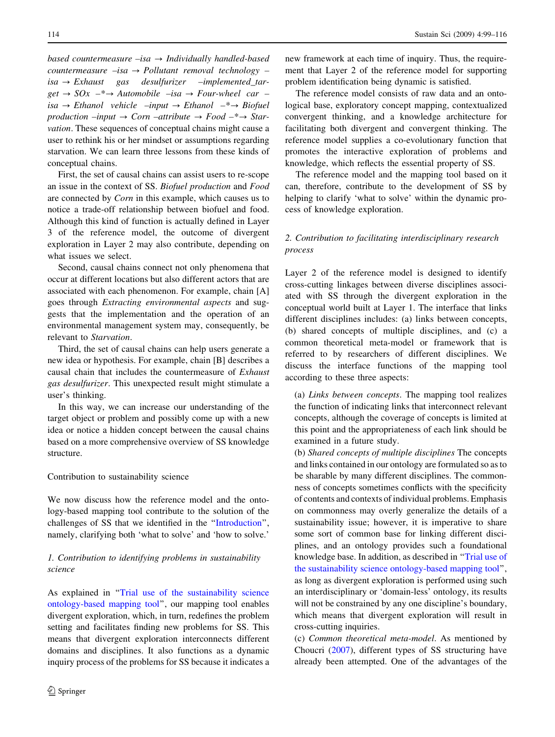*based countermeasure –isa → Individually handled-based countermeasure –isa → Pollutant removal technology –isa → Exhaust gas desulfurizer –implemented_target → SOx –*→ Automobile –isa → Four-wheel car –isa → Ethanol vehicle –input → Ethanol –*→ Biofuel production –input → Corn –attribute → Food –*→ Starvation*. These sequences of conceptual chains might cause a user to rethink his or her mindset or assumptions regarding starvation. We can learn three lessons from these kinds of conceptual chains.

First, the set of causal chains can assist users to re-scope an issue in the context of SS. *Biofuel production* and *Food* are connected by *Corn* in this example, which causes us to notice a trade-off relationship between biofuel and food. Although this kind of function is actually defined in Layer 3 of the reference model, the outcome of divergent exploration in Layer 2 may also contribute, depending on what issues we select.

Second, causal chains connect not only phenomena that occur at different locations but also different actors that are associated with each phenomenon. For example, chain [A] goes through *Extracting environmental aspects* and suggests that the implementation and the operation of an environmental management system may, consequently, be relevant to *Starvation*.

Third, the set of causal chains can help users generate a new idea or hypothesis. For example, chain [B] describes a causal chain that includes the countermeasure of *Exhaust gas desulfurizer*. This unexpected result might stimulate a user's thinking.

In this way, we can increase our understanding of the target object or problem and possibly come up with a new idea or notice a hidden concept between the causal chains based on a more comprehensive overview of SS knowledge structure.

## Contribution to sustainability science

We now discuss how the reference model and the ontology-based mapping tool contribute to the solution of the challenges of SS that we identified in the "Introduction", namely, clarifying both 'what to solve' and 'how to solve.'

### 1. Contribution to identifying problems in sustainability science

As explained in "Trial use of the sustainability science ontology-based mapping tool", our mapping tool enables divergent exploration, which, in turn, redefines the problem setting and facilitates finding new problems for SS. This means that divergent exploration interconnects different domains and disciplines. It also functions as a dynamic inquiry process of the problems for SS because it indicates a new framework at each time of inquiry. Thus, the requirement that Layer 2 of the reference model for supporting problem identification being dynamic is satisfied.

The reference model consists of raw data and an ontological base, exploratory concept mapping, contextualized convergent thinking, and a knowledge architecture for facilitating both divergent and convergent thinking. The reference model supplies a co-evolutionary function that promotes the interactive exploration of problems and knowledge, which reflects the essential property of SS.

The reference model and the mapping tool based on it can, therefore, contribute to the development of SS by helping to clarify 'what to solve' within the dynamic process of knowledge exploration.

### 2. Contribution to facilitating interdisciplinary research process

Layer 2 of the reference model is designed to identify cross-cutting linkages between diverse disciplines associated with SS through the divergent exploration in the conceptual world built at Layer 1. The interface that links different disciplines includes: (a) links between concepts, (b) shared concepts of multiple disciplines, and (c) a common theoretical meta-model or framework that is referred to by researchers of different disciplines. We discuss the interface functions of the mapping tool according to these three aspects:

(a) *Links between concepts*. The mapping tool realizes the function of indicating links that interconnect relevant concepts, although the coverage of concepts is limited at this point and the appropriateness of each link should be examined in a future study.

(b) *Shared concepts of multiple disciplines* The concepts and links contained in our ontology are formulated so as to be sharable by many different disciplines. The commonness of concepts sometimes conflicts with the specificity of contents and contexts of individual problems. Emphasis on commonness may overly generalize the details of a sustainability issue; however, it is imperative to share some sort of common base for linking different disciplines, and an ontology provides such a foundational knowledge base. In addition, as described in "Trial use of the sustainability science ontology-based mapping tool", as long as divergent exploration is performed using such an interdisciplinary or 'domain-less' ontology, its results will not be constrained by any one discipline's boundary, which means that divergent exploration will result in cross-cutting inquiries.

(c) *Common theoretical meta-model*. As mentioned by Choucri (2007), different types of SS structuring have already been attempted. One of the advantages of the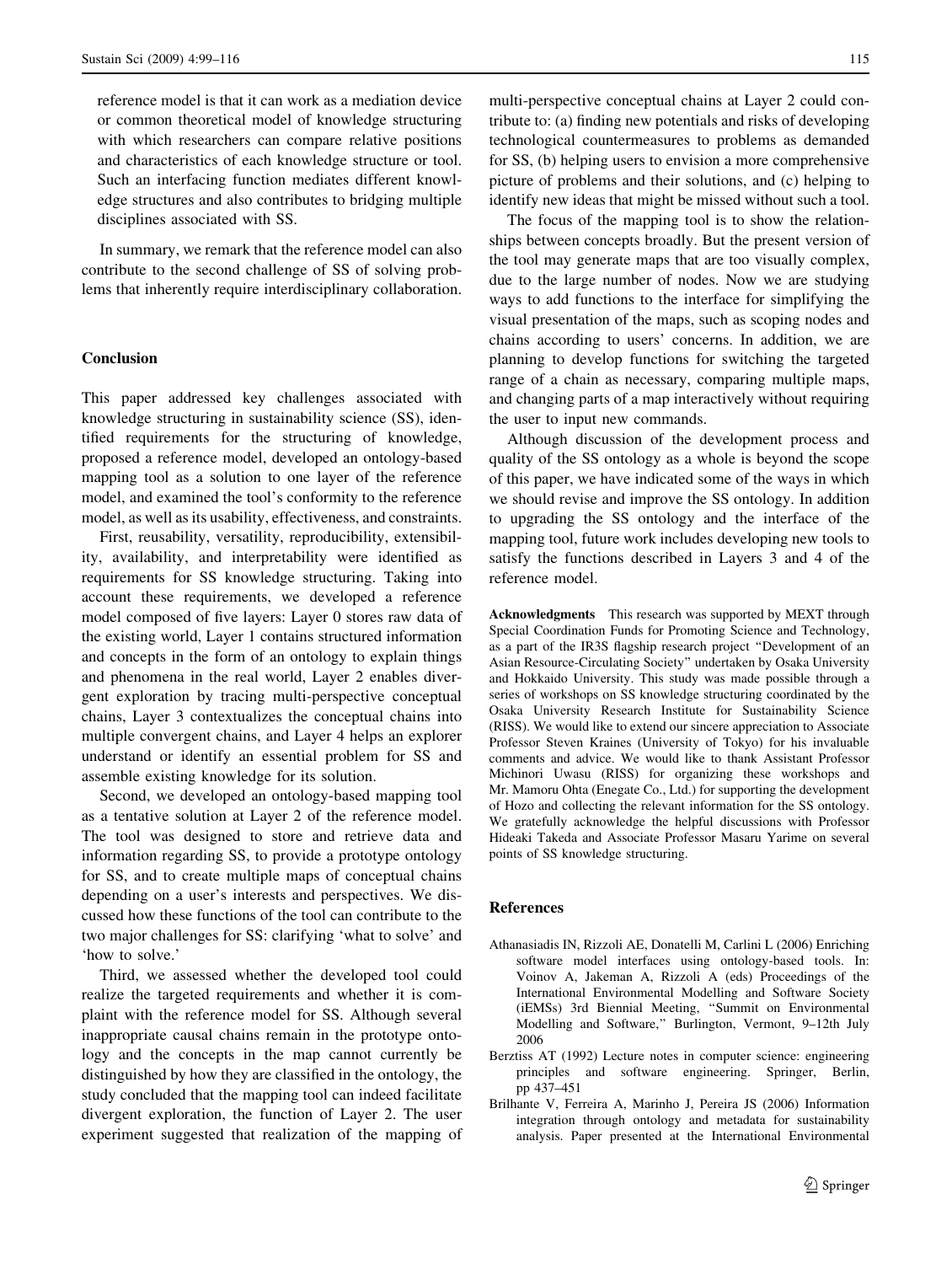reference model is that it can work as a mediation device or common theoretical model of knowledge structuring with which researchers can compare relative positions and characteristics of each knowledge structure or tool. Such an interfacing function mediates different knowledge structures and also contributes to bridging multiple disciplines associated with SS.

In summary, we remark that the reference model can also contribute to the second challenge of SS of solving problems that inherently require interdisciplinary collaboration.

## Conclusion

This paper addressed key challenges associated with knowledge structuring in sustainability science (SS), identified requirements for the structuring of knowledge, proposed a reference model, developed an ontology-based mapping tool as a solution to one layer of the reference model, and examined the tool's conformity to the reference model, as well as its usability, effectiveness, and constraints.

First, reusability, versatility, reproducibility, extensibility, availability, and interpretability were identified as requirements for SS knowledge structuring. Taking into account these requirements, we developed a reference model composed of five layers: Layer 0 stores raw data of the existing world, Layer 1 contains structured information and concepts in the form of an ontology to explain things and phenomena in the real world, Layer 2 enables divergent exploration by tracing multi-perspective conceptual chains, Layer 3 contextualizes the conceptual chains into multiple convergent chains, and Layer 4 helps an explorer understand or identify an essential problem for SS and assemble existing knowledge for its solution.

Second, we developed an ontology-based mapping tool as a tentative solution at Layer 2 of the reference model. The tool was designed to store and retrieve data and information regarding SS, to provide a prototype ontology for SS, and to create multiple maps of conceptual chains depending on a user's interests and perspectives. We discussed how these functions of the tool can contribute to the two major challenges for SS: clarifying 'what to solve' and 'how to solve.'

Third, we assessed whether the developed tool could realize the targeted requirements and whether it is complaint with the reference model for SS. Although several inappropriate causal chains remain in the prototype ontology and the concepts in the map cannot currently be distinguished by how they are classified in the ontology, the study concluded that the mapping tool can indeed facilitate divergent exploration, the function of Layer 2. The user experiment suggested that realization of the mapping of multi-perspective conceptual chains at Layer 2 could contribute to: (a) finding new potentials and risks of developing technological countermeasures to problems as demanded for SS, (b) helping users to envision a more comprehensive picture of problems and their solutions, and (c) helping to identify new ideas that might be missed without such a tool.

The focus of the mapping tool is to show the relationships between concepts broadly. But the present version of the tool may generate maps that are too visually complex, due to the large number of nodes. Now we are studying ways to add functions to the interface for simplifying the visual presentation of the maps, such as scoping nodes and chains according to users' concerns. In addition, we are planning to develop functions for switching the targeted range of a chain as necessary, comparing multiple maps, and changing parts of a map interactively without requiring the user to input new commands.

Although discussion of the development process and quality of the SS ontology as a whole is beyond the scope of this paper, we have indicated some of the ways in which we should revise and improve the SS ontology. In addition to upgrading the SS ontology and the interface of the mapping tool, future work includes developing new tools to satisfy the functions described in Layers 3 and 4 of the reference model.

**Acknowledgments** This research was supported by MEXT through Special Coordination Funds for Promoting Science and Technology, as a part of the IR3S flagship research project "Development of an Asian Resource-Circulating Society" undertaken by Osaka University and Hokkaido University. This study was made possible through a series of workshops on SS knowledge structuring coordinated by the Osaka University Research Institute for Sustainability Science (RISS). We would like to extend our sincere appreciation to Associate Professor Steven Kraines (University of Tokyo) for his invaluable comments and advice. We would like to thank Assistant Professor Michinori Uwasu (RISS) for organizing these workshops and Mr. Mamoru Ohta (Enegate Co., Ltd.) for supporting the development of Hozo and collecting the relevant information for the SS ontology. We gratefully acknowledge the helpful discussions with Professor Hideaki Takeda and Associate Professor Masaru Yarime on several points of SS knowledge structuring.

## References

Athanasiadis IN, Rizzoli AE, Donatelli M, Carlini L (2006) Enriching software model interfaces using ontology-based tools. In: Voinov A, Jakeman A, Rizzoli A (eds) Proceedings of the International Environmental Modelling and Software Society (iEMSs) 3rd Biennial Meeting, "Summit on Environmental Modelling and Software," Burlington, Vermont, 9–12th July 2006

Berztiss AT (1992) Lecture notes in computer science: engineering principles and software engineering. Springer, Berlin, pp 437–451

Brilhante V, Ferreira A, Marinho J, Pereira JS (2006) Information integration through ontology and metadata for sustainability analysis. Paper presented at the International Environmental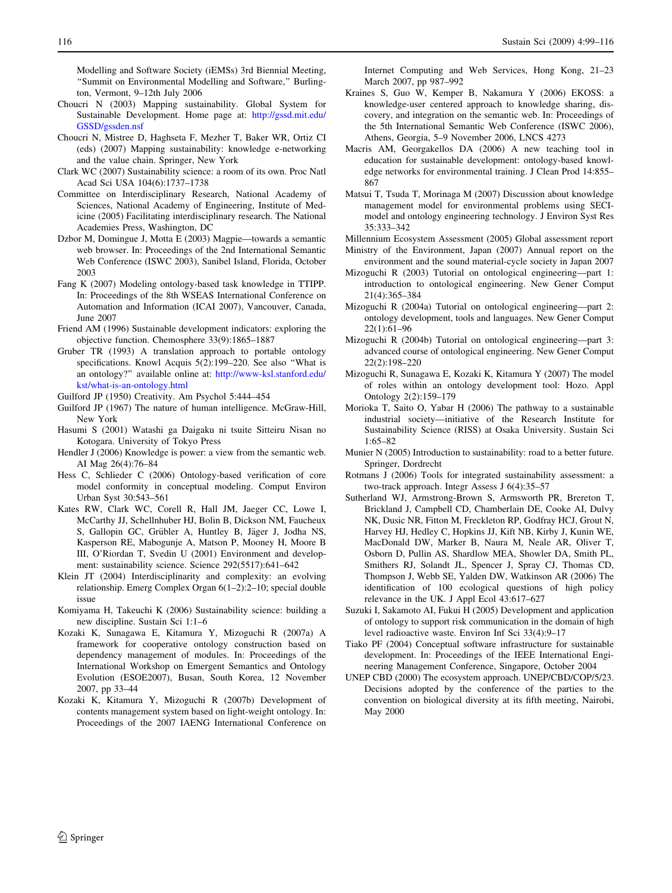Modelling and Software Society (iEMSs) 3rd Biennial Meeting, "Summit on Environmental Modelling and Software," Burlington, Vermont, 9–12th July 2006

Choucri N (2003) Mapping sustainability. Global System for Sustainable Development. Home page at: http://gssd.mit.edu/GSSD/gssden.nsf

Choucri N, Mistree D, Haghseta F, Mezher T, Baker WR, Ortiz CI (eds) (2007) Mapping sustainability: knowledge e-networking and the value chain. Springer, New York

Clark WC (2007) Sustainability science: a room of its own. Proc Natl Acad Sci USA 104(6):1737–1738

Committee on Interdisciplinary Research, National Academy of Sciences, National Academy of Engineering, Institute of Medicine (2005) Facilitating interdisciplinary research. The National Academies Press, Washington, DC

Dzbor M, Domingue J, Motta E (2003) Magpie—towards a semantic web browser. In: Proceedings of the 2nd International Semantic Web Conference (ISWC 2003), Sanibel Island, Florida, October 2003

Fang K (2007) Modeling ontology-based task knowledge in TTIPP. In: Proceedings of the 8th WSEAS International Conference on Automation and Information (ICAI 2007), Vancouver, Canada, June 2007

Friend AM (1996) Sustainable development indicators: exploring the objective function. Chemosphere 33(9):1865–1887

Gruber TR (1993) A translation approach to portable ontology specifications. Knowl Acquis 5(2):199–220. See also "What is an ontology?" available online at: http://www-ksl.stanford.edu/kst/what-is-an-ontology.html

Guilford JP (1950) Creativity. Am Psychol 5:444–454

Guilford JP (1967) The nature of human intelligence. McGraw-Hill, New York

Hasumi S (2001) Watashi ga Daigaku ni tsuite Sitteiru Nisan no Kotogara. University of Tokyo Press

Hendler J (2006) Knowledge is power: a view from the semantic web. AI Mag 26(4):76–84

Hess C, Schlieder C (2006) Ontology-based verification of core model conformity in conceptual modeling. Comput Environ Urban Syst 30:543–561

Kates RW, Clark WC, Corell R, Hall JM, Jaeger CC, Lowe I, McCarthy JJ, Schellnhuber HJ, Bolin B, Dickson NM, Faucheux S, Gallopin GC, Grübler A, Huntley B, Jäger J, Jodha NS, Kasperson RE, Mabogunje A, Matson P, Mooney H, Moore B III, O'Riordan T, Svedin U (2001) Environment and development: sustainability science. Science 292(5517):641–642

Klein JT (2004) Interdisciplinarity and complexity: an evolving relationship. Emerg Complex Organ 6(1–2):2–10; special double issue

Komiyama H, Takeuchi K (2006) Sustainability science: building a new discipline. Sustain Sci 1:1–6

Kozaki K, Sunagawa E, Kitamura Y, Mizoguchi R (2007a) A framework for cooperative ontology construction based on dependency management of modules. In: Proceedings of the International Workshop on Emergent Semantics and Ontology Evolution (ESOE2007), Busan, South Korea, 12 November 2007, pp 33–44

Kozaki K, Kitamura Y, Mizoguchi R (2007b) Development of contents management system based on light-weight ontology. In: Proceedings of the 2007 IAENG International Conference on Internet Computing and Web Services, Hong Kong, 21–23 March 2007, pp 987–992

Kraines S, Guo W, Kemper B, Nakamura Y (2006) EKOSS: a knowledge-user centered approach to knowledge sharing, discovery, and integration on the semantic web. In: Proceedings of the 5th International Semantic Web Conference (ISWC 2006), Athens, Georgia, 5–9 November 2006, LNCS 4273

Macris AM, Georgakellos DA (2006) A new teaching tool in education for sustainable development: ontology-based knowledge networks for environmental training. J Clean Prod 14:855–867

Matsui T, Tsuda T, Morinaga M (2007) Discussion about knowledge management model for environmental problems using SECI-model and ontology engineering technology. J Environ Syst Res 35:333–342

Millennium Ecosystem Assessment (2005) Global assessment report

Ministry of the Environment, Japan (2007) Annual report on the environment and the sound material-cycle society in Japan 2007

Mizoguchi R (2003) Tutorial on ontological engineering—part 1: introduction to ontological engineering. New Gener Comput 21(4):365–384

Mizoguchi R (2004a) Tutorial on ontological engineering—part 2: ontology development, tools and languages. New Gener Comput 22(1):61–96

Mizoguchi R (2004b) Tutorial on ontological engineering—part 3: advanced course of ontological engineering. New Gener Comput 22(2):198–220

Mizoguchi R, Sunagawa E, Kozaki K, Kitamura Y (2007) The model of roles within an ontology development tool: Hozo. Appl Ontology 2(2):159–179

Morioka T, Saito O, Yabar H (2006) The pathway to a sustainable industrial society—initiative of the Research Institute for Sustainability Science (RISS) at Osaka University. Sustain Sci 1:65–82

Munier N (2005) Introduction to sustainability: road to a better future. Springer, Dordrecht

Rotmans J (2006) Tools for integrated sustainability assessment: a two-track approach. Integr Assess J 6(4):35–57

Sutherland WJ, Armstrong-Brown S, Armsworth PR, Brereton T, Brickland J, Campbell CD, Chamberlain DE, Cooke AI, Dulvy NK, Dusic NR, Fitton M, Freckleton RP, Godfray HCJ, Grout N, Harvey HJ, Hedley C, Hopkins JJ, Kift NB, Kirby J, Kunin WE, MacDonald DW, Marker B, Naura M, Neale AR, Oliver T, Osborn D, Pullin AS, Shardlow MEA, Showler DA, Smith PL, Smithers RJ, Solandt JL, Spencer J, Spray CJ, Thomas CD, Thompson J, Webb SE, Yalden DW, Watkinson AR (2006) The identification of 100 ecological questions of high policy relevance in the UK. J Appl Ecol 43:617–627

Suzuki I, Sakamoto AI, Fukui H (2005) Development and application of ontology to support risk communication in the domain of high level radioactive waste. Environ Inf Sci 33(4):9–17

Tiako PF (2004) Conceptual software infrastructure for sustainable development. In: Proceedings of the IEEE International Engineering Management Conference, Singapore, October 2004

UNEP CBD (2000) The ecosystem approach. UNEP/CBD/COP/5/23. Decisions adopted by the conference of the parties to the convention on biological diversity at its fifth meeting, Nairobi, May 2000